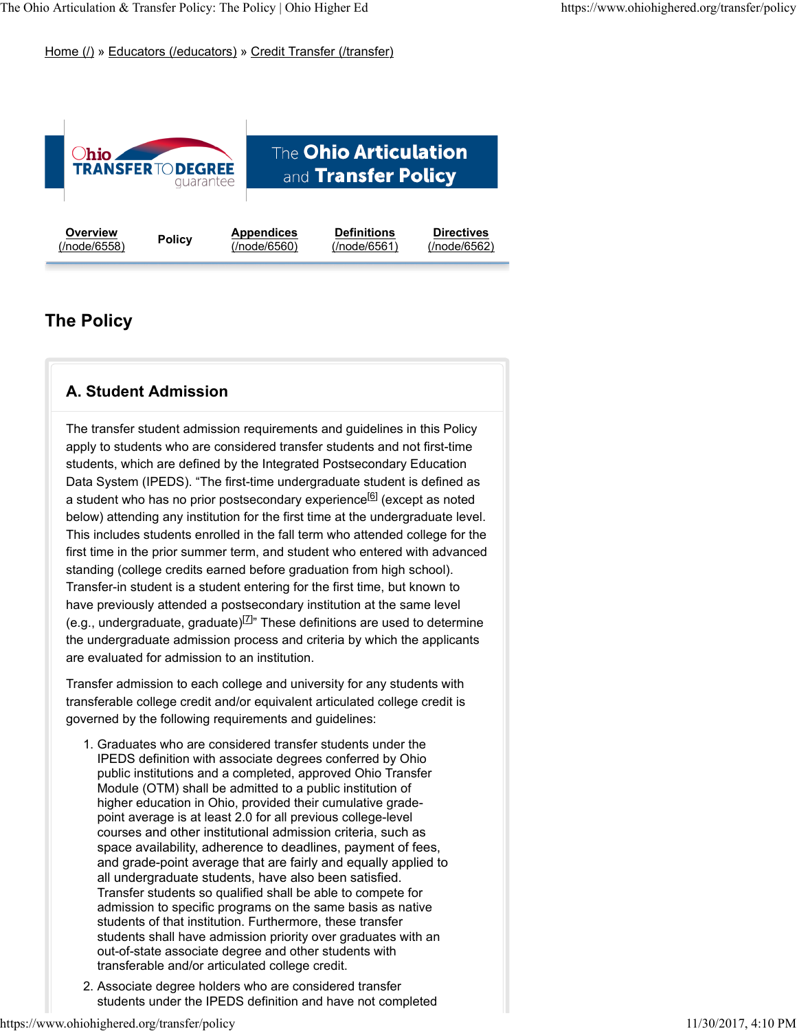Home (/) » Educators (/educators) » Credit Transfer (/transfer)

The Ohio Articulation and Transfer Policy

Overview (/node/6558) | Policy | Appendices (/node/6560) | Definitions (/node/6561) | Directives (/node/6562)

# The Policy

## A. Student Admission

The transfer student admission requirements and guidelines in this Policy apply to students who are considered transfer students and not first-time students, which are defined by the Integrated Postsecondary Education Data System (IPEDS). "The first-time undergraduate student is defined as a student who has no prior postsecondary experience[6] (except as noted below) attending any institution for the first time at the undergraduate level. This includes students enrolled in the fall term who attended college for the first time in the prior summer term, and student who entered with advanced standing (college credits earned before graduation from high school). Transfer-in student is a student entering for the first time, but known to have previously attended a postsecondary institution at the same level (e.g., undergraduate, graduate)[7]" These definitions are used to determine the undergraduate admission process and criteria by which the applicants are evaluated for admission to an institution.

Transfer admission to each college and university for any students with transferable college credit and/or equivalent articulated college credit is governed by the following requirements and guidelines:

1. Graduates who are considered transfer students under the IPEDS definition with associate degrees conferred by Ohio public institutions and a completed, approved Ohio Transfer Module (OTM) shall be admitted to a public institution of higher education in Ohio, provided their cumulative grade-point average is at least 2.0 for all previous college-level courses and other institutional admission criteria, such as space availability, adherence to deadlines, payment of fees, and grade-point average that are fairly and equally applied to all undergraduate students, have also been satisfied. Transfer students so qualified shall be able to compete for admission to specific programs on the same basis as native students of that institution. Furthermore, these transfer students shall have admission priority over graduates with an out-of-state associate degree and other students with transferable and/or articulated college credit.
2. Associate degree holders who are considered transfer students under the IPEDS definition and have not completed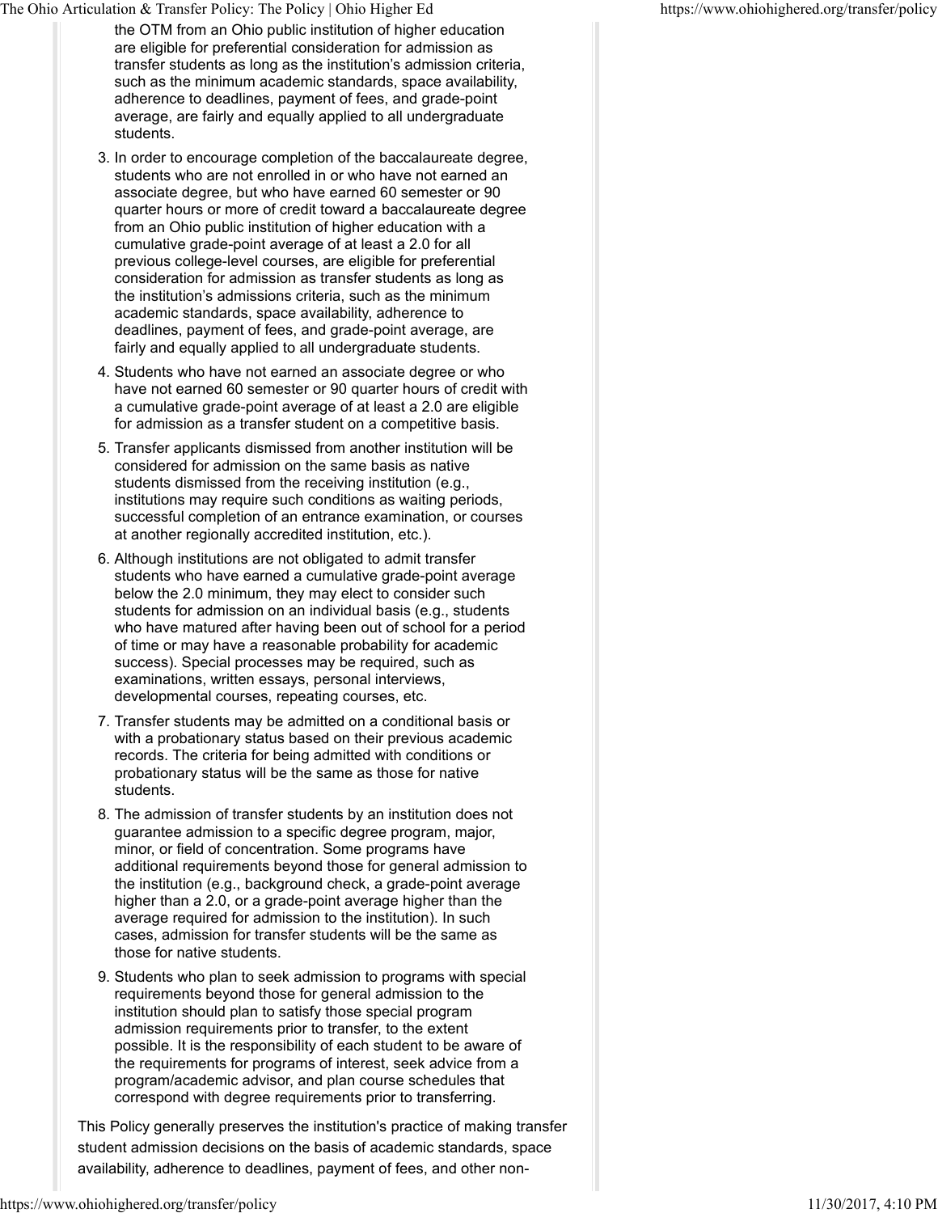the OTM from an Ohio public institution of higher education are eligible for preferential consideration for admission as transfer students as long as the institution's admission criteria, such as the minimum academic standards, space availability, adherence to deadlines, payment of fees, and grade-point average, are fairly and equally applied to all undergraduate students.

3. In order to encourage completion of the baccalaureate degree, students who are not enrolled in or who have not earned an associate degree, but who have earned 60 semester or 90 quarter hours or more of credit toward a baccalaureate degree from an Ohio public institution of higher education with a cumulative grade-point average of at least a 2.0 for all previous college-level courses, are eligible for preferential consideration for admission as transfer students as long as the institution's admissions criteria, such as the minimum academic standards, space availability, adherence to deadlines, payment of fees, and grade-point average, are fairly and equally applied to all undergraduate students.
4. Students who have not earned an associate degree or who have not earned 60 semester or 90 quarter hours of credit with a cumulative grade-point average of at least a 2.0 are eligible for admission as a transfer student on a competitive basis.
5. Transfer applicants dismissed from another institution will be considered for admission on the same basis as native students dismissed from the receiving institution (e.g., institutions may require such conditions as waiting periods, successful completion of an entrance examination, or courses at another regionally accredited institution, etc.).
6. Although institutions are not obligated to admit transfer students who have earned a cumulative grade-point average below the 2.0 minimum, they may elect to consider such students for admission on an individual basis (e.g., students who have matured after having been out of school for a period of time or may have a reasonable probability for academic success). Special processes may be required, such as examinations, written essays, personal interviews, developmental courses, repeating courses, etc.
7. Transfer students may be admitted on a conditional basis or with a probationary status based on their previous academic records. The criteria for being admitted with conditions or probationary status will be the same as those for native students.
8. The admission of transfer students by an institution does not guarantee admission to a specific degree program, major, minor, or field of concentration. Some programs have additional requirements beyond those for general admission to the institution (e.g., background check, a grade-point average higher than a 2.0, or a grade-point average higher than the average required for admission to the institution). In such cases, admission for transfer students will be the same as those for native students.
9. Students who plan to seek admission to programs with special requirements beyond those for general admission to the institution should plan to satisfy those special program admission requirements prior to transfer, to the extent possible. It is the responsibility of each student to be aware of the requirements for programs of interest, seek advice from a program/academic advisor, and plan course schedules that correspond with degree requirements prior to transferring.

This Policy generally preserves the institution's practice of making transfer student admission decisions on the basis of academic standards, space availability, adherence to deadlines, payment of fees, and other non-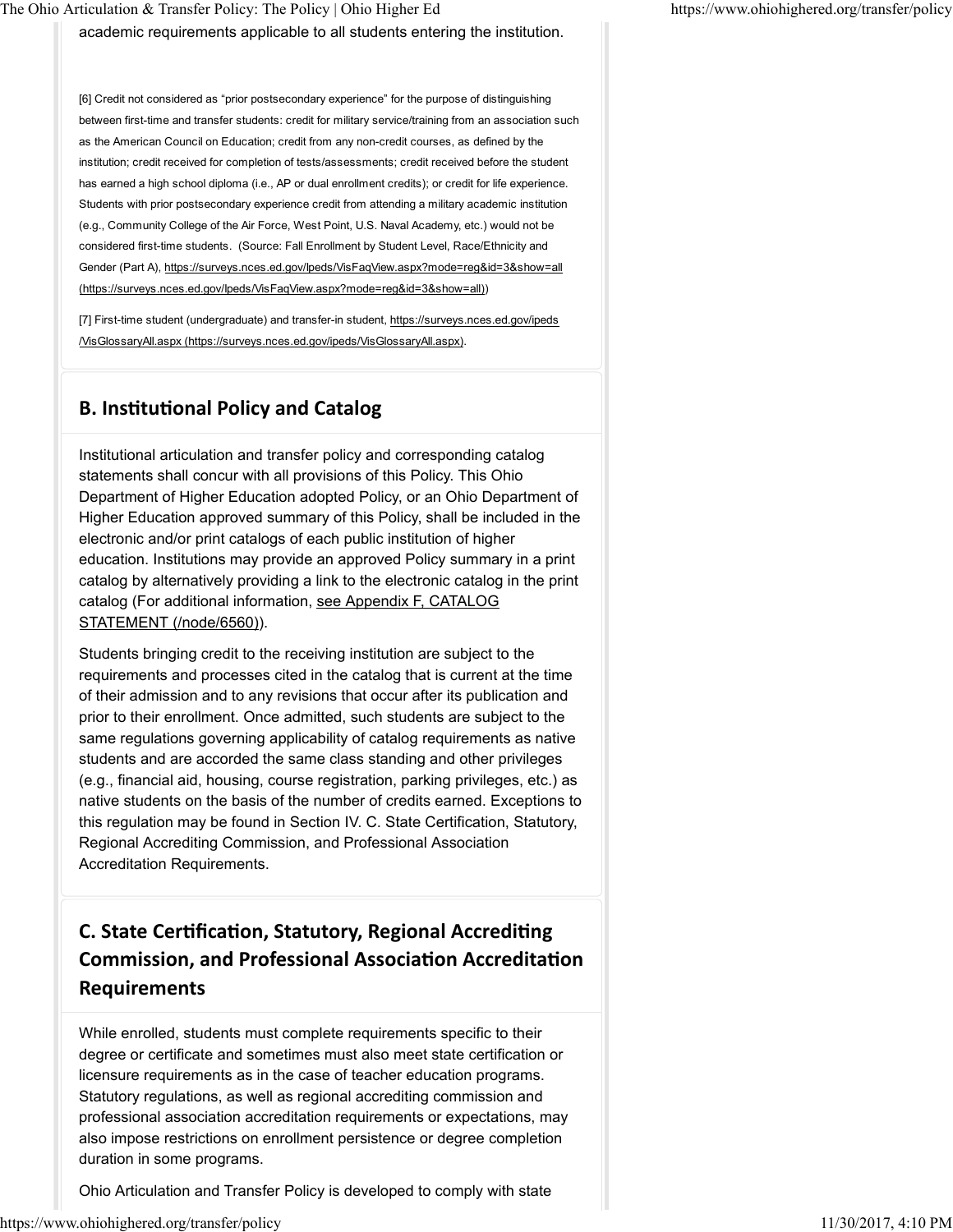academic requirements applicable to all students entering the institution.

[6] Credit not considered as "prior postsecondary experience" for the purpose of distinguishing between first-time and transfer students: credit for military service/training from an association such as the American Council on Education; credit from any non-credit courses, as defined by the institution; credit received for completion of tests/assessments; credit received before the student has earned a high school diploma (i.e., AP or dual enrollment credits); or credit for life experience. Students with prior postsecondary experience credit from attending a military academic institution (e.g., Community College of the Air Force, West Point, U.S. Naval Academy, etc.) would not be considered first-time students. (Source: Fall Enrollment by Student Level, Race/Ethnicity and Gender (Part A), https://surveys.nces.ed.gov/Ipeds/VisFaqView.aspx?mode=reg&id=3&show=all (https://surveys.nces.ed.gov/Ipeds/VisFaqView.aspx?mode=reg&id=3&show=all))

[7] First-time student (undergraduate) and transfer-in student, https://surveys.nces.ed.gov/ipeds/VisGlossaryAll.aspx (https://surveys.nces.ed.gov/ipeds/VisGlossaryAll.aspx).

## B. Institutional Policy and Catalog

Institutional articulation and transfer policy and corresponding catalog statements shall concur with all provisions of this Policy. This Ohio Department of Higher Education adopted Policy, or an Ohio Department of Higher Education approved summary of this Policy, shall be included in the electronic and/or print catalogs of each public institution of higher education. Institutions may provide an approved Policy summary in a print catalog by alternatively providing a link to the electronic catalog in the print catalog (For additional information, see Appendix F, CATALOG STATEMENT (/node/6560)).

Students bringing credit to the receiving institution are subject to the requirements and processes cited in the catalog that is current at the time of their admission and to any revisions that occur after its publication and prior to their enrollment. Once admitted, such students are subject to the same regulations governing applicability of catalog requirements as native students and are accorded the same class standing and other privileges (e.g., financial aid, housing, course registration, parking privileges, etc.) as native students on the basis of the number of credits earned. Exceptions to this regulation may be found in Section IV. C. State Certification, Statutory, Regional Accrediting Commission, and Professional Association Accreditation Requirements.

## C. State Certification, Statutory, Regional Accrediting Commission, and Professional Association Accreditation Requirements

While enrolled, students must complete requirements specific to their degree or certificate and sometimes must also meet state certification or licensure requirements as in the case of teacher education programs. Statutory regulations, as well as regional accrediting commission and professional association accreditation requirements or expectations, may also impose restrictions on enrollment persistence or degree completion duration in some programs.

Ohio Articulation and Transfer Policy is developed to comply with state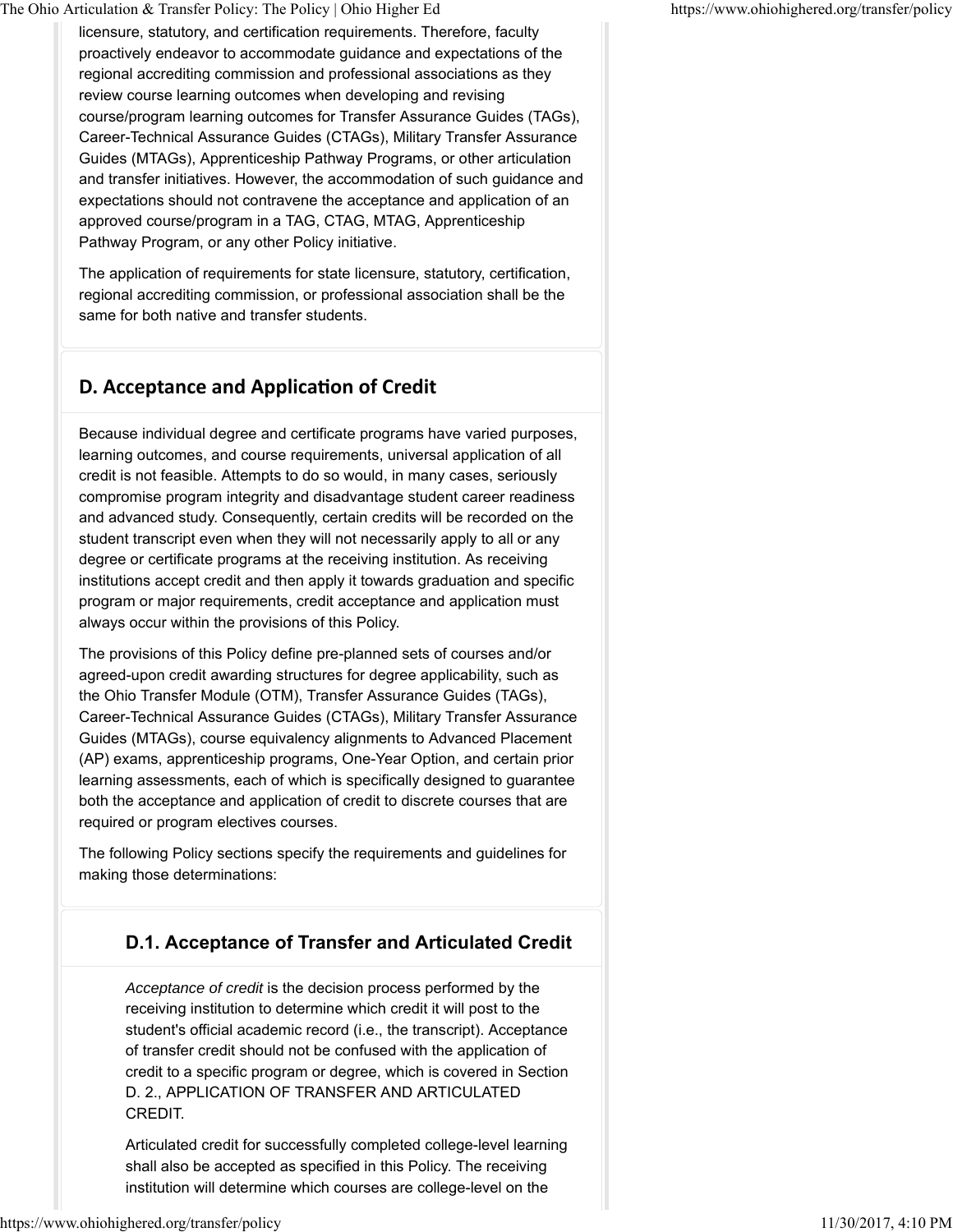licensure, statutory, and certification requirements. Therefore, faculty proactively endeavor to accommodate guidance and expectations of the regional accrediting commission and professional associations as they review course learning outcomes when developing and revising course/program learning outcomes for Transfer Assurance Guides (TAGs), Career-Technical Assurance Guides (CTAGs), Military Transfer Assurance Guides (MTAGs), Apprenticeship Pathway Programs, or other articulation and transfer initiatives. However, the accommodation of such guidance and expectations should not contravene the acceptance and application of an approved course/program in a TAG, CTAG, MTAG, Apprenticeship Pathway Program, or any other Policy initiative.

The application of requirements for state licensure, statutory, certification, regional accrediting commission, or professional association shall be the same for both native and transfer students.

## D. Acceptance and Application of Credit

Because individual degree and certificate programs have varied purposes, learning outcomes, and course requirements, universal application of all credit is not feasible. Attempts to do so would, in many cases, seriously compromise program integrity and disadvantage student career readiness and advanced study. Consequently, certain credits will be recorded on the student transcript even when they will not necessarily apply to all or any degree or certificate programs at the receiving institution. As receiving institutions accept credit and then apply it towards graduation and specific program or major requirements, credit acceptance and application must always occur within the provisions of this Policy.

The provisions of this Policy define pre-planned sets of courses and/or agreed-upon credit awarding structures for degree applicability, such as the Ohio Transfer Module (OTM), Transfer Assurance Guides (TAGs), Career-Technical Assurance Guides (CTAGs), Military Transfer Assurance Guides (MTAGs), course equivalency alignments to Advanced Placement (AP) exams, apprenticeship programs, One-Year Option, and certain prior learning assessments, each of which is specifically designed to guarantee both the acceptance and application of credit to discrete courses that are required or program electives courses.

The following Policy sections specify the requirements and guidelines for making those determinations:

### D.1. Acceptance of Transfer and Articulated Credit

*Acceptance of credit* is the decision process performed by the receiving institution to determine which credit it will post to the student's official academic record (i.e., the transcript). Acceptance of transfer credit should not be confused with the application of credit to a specific program or degree, which is covered in Section D. 2., APPLICATION OF TRANSFER AND ARTICULATED CREDIT.

Articulated credit for successfully completed college-level learning shall also be accepted as specified in this Policy. The receiving institution will determine which courses are college-level on the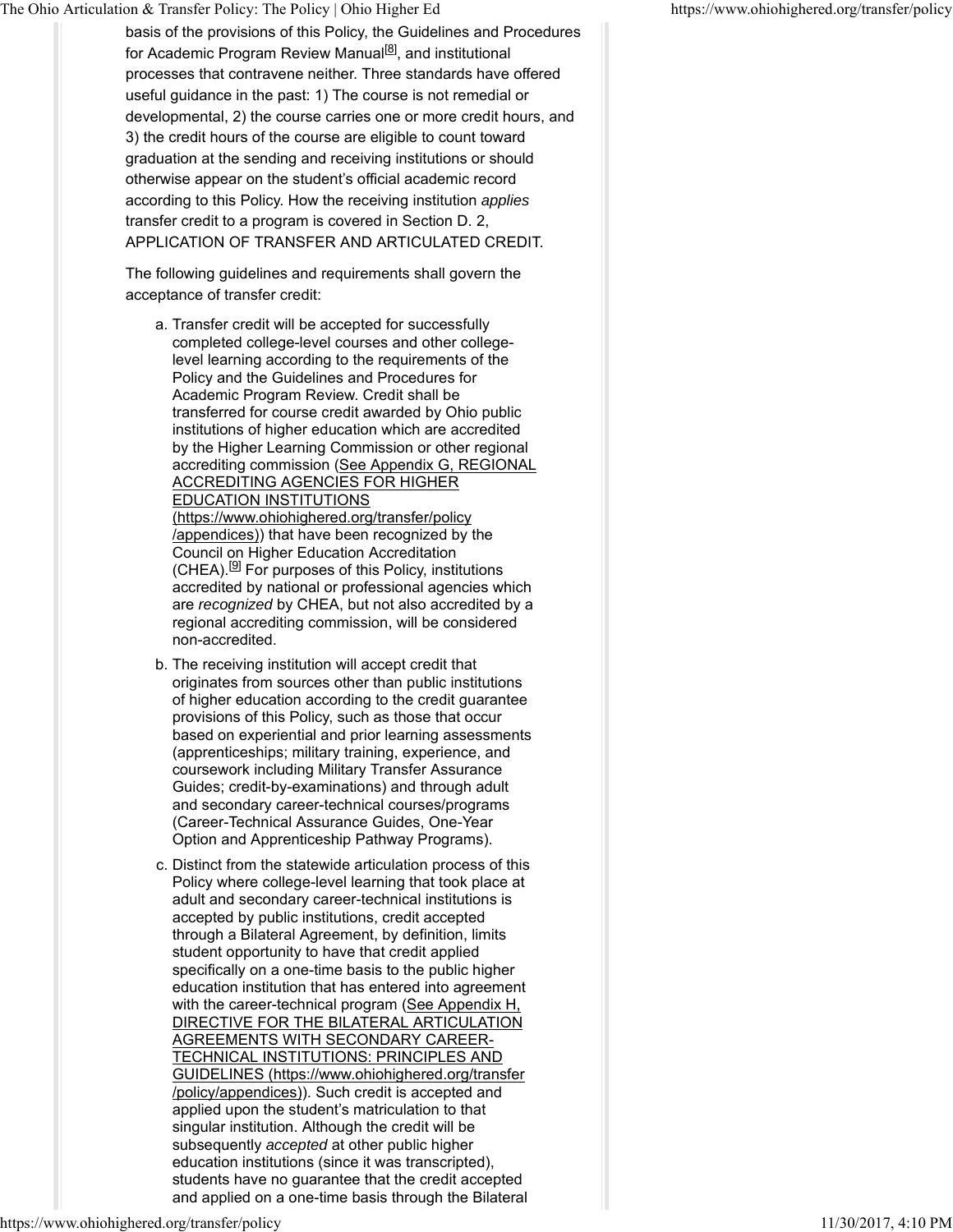basis of the provisions of this Policy, the Guidelines and Procedures for Academic Program Review Manual[8], and institutional processes that contravene neither. Three standards have offered useful guidance in the past: 1) The course is not remedial or developmental, 2) the course carries one or more credit hours, and 3) the credit hours of the course are eligible to count toward graduation at the sending and receiving institutions or should otherwise appear on the student's official academic record according to this Policy. How the receiving institution *applies* transfer credit to a program is covered in Section D. 2, APPLICATION OF TRANSFER AND ARTICULATED CREDIT.

The following guidelines and requirements shall govern the acceptance of transfer credit:

a. Transfer credit will be accepted for successfully completed college-level courses and other college-level learning according to the requirements of the Policy and the Guidelines and Procedures for Academic Program Review. Credit shall be transferred for course credit awarded by Ohio public institutions of higher education which are accredited by the Higher Learning Commission or other regional accrediting commission (See Appendix G, REGIONAL ACCREDITING AGENCIES FOR HIGHER EDUCATION INSTITUTIONS (https://www.ohiohighered.org/transfer/policy/appendices)) that have been recognized by the Council on Higher Education Accreditation (CHEA).[9] For purposes of this Policy, institutions accredited by national or professional agencies which are *recognized* by CHEA, but not also accredited by a regional accrediting commission, will be considered non-accredited.

b. The receiving institution will accept credit that originates from sources other than public institutions of higher education according to the credit guarantee provisions of this Policy, such as those that occur based on experiential and prior learning assessments (apprenticeships; military training, experience, and coursework including Military Transfer Assurance Guides; credit-by-examinations) and through adult and secondary career-technical courses/programs (Career-Technical Assurance Guides, One-Year Option and Apprenticeship Pathway Programs).

c. Distinct from the statewide articulation process of this Policy where college-level learning that took place at adult and secondary career-technical institutions is accepted by public institutions, credit accepted through a Bilateral Agreement, by definition, limits student opportunity to have that credit applied specifically on a one-time basis to the public higher education institution that has entered into agreement with the career-technical program (See Appendix H, DIRECTIVE FOR THE BILATERAL ARTICULATION AGREEMENTS WITH SECONDARY CAREER-TECHNICAL INSTITUTIONS: PRINCIPLES AND GUIDELINES (https://www.ohiohighered.org/transfer/policy/appendices)). Such credit is accepted and applied upon the student's matriculation to that singular institution. Although the credit will be subsequently *accepted* at other public higher education institutions (since it was transcripted), students have no guarantee that the credit accepted and applied on a one-time basis through the Bilateral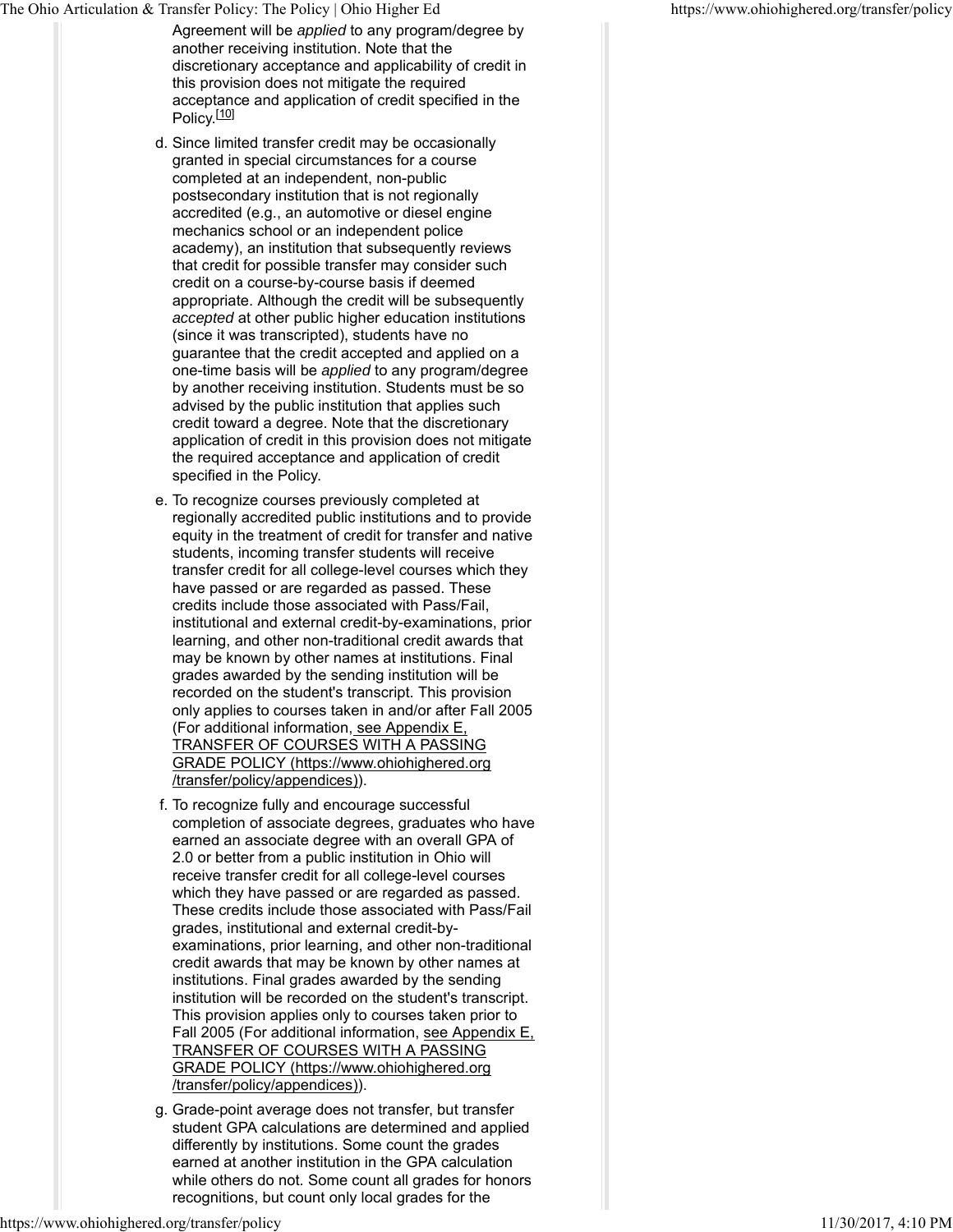Agreement will be *applied* to any program/degree by another receiving institution. Note that the discretionary acceptance and applicability of credit in this provision does not mitigate the required acceptance and application of credit specified in the Policy.[10]

d. Since limited transfer credit may be occasionally granted in special circumstances for a course completed at an independent, non-public postsecondary institution that is not regionally accredited (e.g., an automotive or diesel engine mechanics school or an independent police academy), an institution that subsequently reviews that credit for possible transfer may consider such credit on a course-by-course basis if deemed appropriate. Although the credit will be subsequently *accepted* at other public higher education institutions (since it was transcripted), students have no guarantee that the credit accepted and applied on a one-time basis will be *applied* to any program/degree by another receiving institution. Students must be so advised by the public institution that applies such credit toward a degree. Note that the discretionary application of credit in this provision does not mitigate the required acceptance and application of credit specified in the Policy.

e. To recognize courses previously completed at regionally accredited public institutions and to provide equity in the treatment of credit for transfer and native students, incoming transfer students will receive transfer credit for all college-level courses which they have passed or are regarded as passed. These credits include those associated with Pass/Fail, institutional and external credit-by-examinations, prior learning, and other non-traditional credit awards that may be known by other names at institutions. Final grades awarded by the sending institution will be recorded on the student's transcript. This provision only applies to courses taken in and/or after Fall 2005 (For additional information, see Appendix E, TRANSFER OF COURSES WITH A PASSING GRADE POLICY (https://www.ohiohighered.org/transfer/policy/appendices)).

f. To recognize fully and encourage successful completion of associate degrees, graduates who have earned an associate degree with an overall GPA of 2.0 or better from a public institution in Ohio will receive transfer credit for all college-level courses which they have passed or are regarded as passed. These credits include those associated with Pass/Fail grades, institutional and external credit-by-examinations, prior learning, and other non-traditional credit awards that may be known by other names at institutions. Final grades awarded by the sending institution will be recorded on the student's transcript. This provision applies only to courses taken prior to Fall 2005 (For additional information, see Appendix E, TRANSFER OF COURSES WITH A PASSING GRADE POLICY (https://www.ohiohighered.org/transfer/policy/appendices)).

g. Grade-point average does not transfer, but transfer student GPA calculations are determined and applied differently by institutions. Some count the grades earned at another institution in the GPA calculation while others do not. Some count all grades for honors recognitions, but count only local grades for the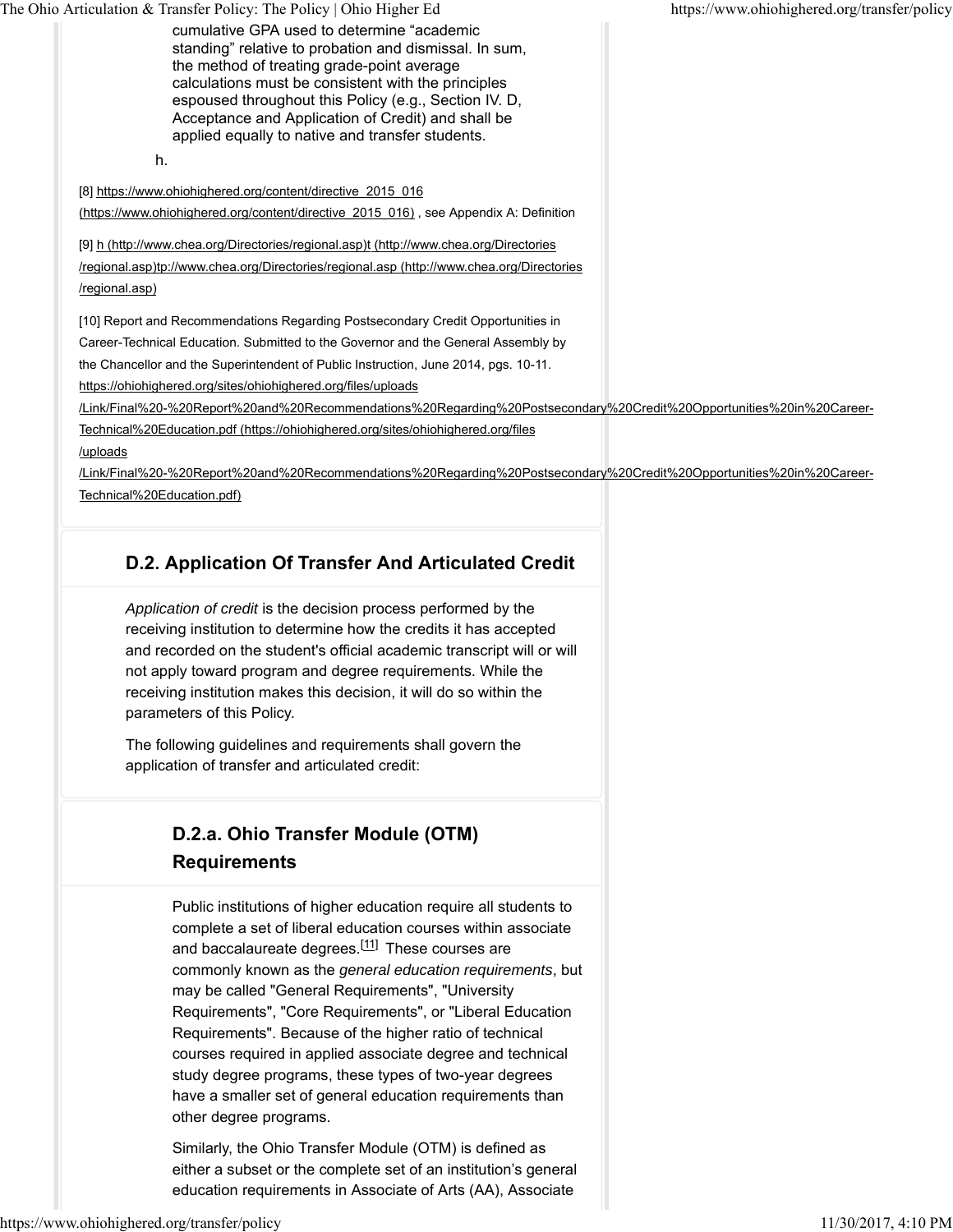cumulative GPA used to determine "academic standing" relative to probation and dismissal. In sum, the method of treating grade-point average calculations must be consistent with the principles espoused throughout this Policy (e.g., Section IV. D, Acceptance and Application of Credit) and shall be applied equally to native and transfer students.

h.

[8] https://www.ohiohighered.org/content/directive_2015_016 (https://www.ohiohighered.org/content/directive_2015_016) , see Appendix A: Definition

[9] h (http://www.chea.org/Directories/regional.asp)t (http://www.chea.org/Directories/regional.asp)tp://www.chea.org/Directories/regional.asp (http://www.chea.org/Directories/regional.asp)

[10] Report and Recommendations Regarding Postsecondary Credit Opportunities in Career-Technical Education. Submitted to the Governor and the General Assembly by the Chancellor and the Superintendent of Public Instruction, June 2014, pgs. 10-11. https://ohiohighered.org/sites/ohiohighered.org/files/uploads/Link/Final%20-%20Report%20and%20Recommendations%20Regarding%20Postsecondary%20Credit%20Opportunities%20in%20Career-Technical%20Education.pdf (https://ohiohighered.org/sites/ohiohighered.org/files/uploads/Link/Final%20-%20Report%20and%20Recommendations%20Regarding%20Postsecondary%20Credit%20Opportunities%20in%20Career-Technical%20Education.pdf)

## D.2. Application Of Transfer And Articulated Credit

*Application of credit* is the decision process performed by the receiving institution to determine how the credits it has accepted and recorded on the student's official academic transcript will or will not apply toward program and degree requirements. While the receiving institution makes this decision, it will do so within the parameters of this Policy.

The following guidelines and requirements shall govern the application of transfer and articulated credit:

### D.2.a. Ohio Transfer Module (OTM) Requirements

Public institutions of higher education require all students to complete a set of liberal education courses within associate and baccalaureate degrees.[11] These courses are commonly known as the *general education requirements*, but may be called "General Requirements", "University Requirements", "Core Requirements", or "Liberal Education Requirements". Because of the higher ratio of technical courses required in applied associate degree and technical study degree programs, these types of two-year degrees have a smaller set of general education requirements than other degree programs.

Similarly, the Ohio Transfer Module (OTM) is defined as either a subset or the complete set of an institution's general education requirements in Associate of Arts (AA), Associate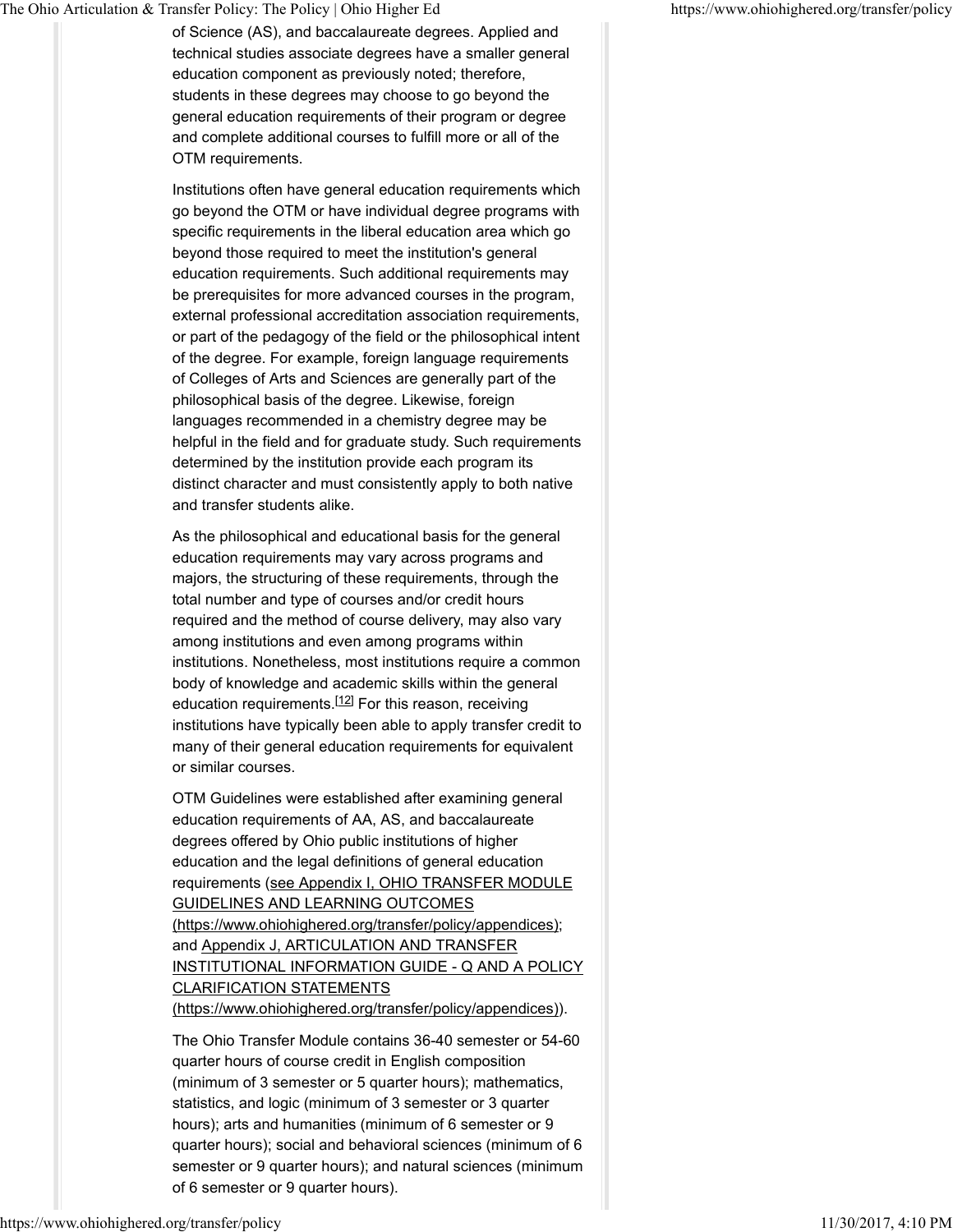of Science (AS), and baccalaureate degrees. Applied and technical studies associate degrees have a smaller general education component as previously noted; therefore, students in these degrees may choose to go beyond the general education requirements of their program or degree and complete additional courses to fulfill more or all of the OTM requirements.

Institutions often have general education requirements which go beyond the OTM or have individual degree programs with specific requirements in the liberal education area which go beyond those required to meet the institution's general education requirements. Such additional requirements may be prerequisites for more advanced courses in the program, external professional accreditation association requirements, or part of the pedagogy of the field or the philosophical intent of the degree. For example, foreign language requirements of Colleges of Arts and Sciences are generally part of the philosophical basis of the degree. Likewise, foreign languages recommended in a chemistry degree may be helpful in the field and for graduate study. Such requirements determined by the institution provide each program its distinct character and must consistently apply to both native and transfer students alike.

As the philosophical and educational basis for the general education requirements may vary across programs and majors, the structuring of these requirements, through the total number and type of courses and/or credit hours required and the method of course delivery, may also vary among institutions and even among programs within institutions. Nonetheless, most institutions require a common body of knowledge and academic skills within the general education requirements.[12] For this reason, receiving institutions have typically been able to apply transfer credit to many of their general education requirements for equivalent or similar courses.

OTM Guidelines were established after examining general education requirements of AA, AS, and baccalaureate degrees offered by Ohio public institutions of higher education and the legal definitions of general education requirements (see Appendix I, OHIO TRANSFER MODULE GUIDELINES AND LEARNING OUTCOMES (https://www.ohiohighered.org/transfer/policy/appendices); and Appendix J, ARTICULATION AND TRANSFER INSTITUTIONAL INFORMATION GUIDE - Q AND A POLICY CLARIFICATION STATEMENTS (https://www.ohiohighered.org/transfer/policy/appendices)).

The Ohio Transfer Module contains 36-40 semester or 54-60 quarter hours of course credit in English composition (minimum of 3 semester or 5 quarter hours); mathematics, statistics, and logic (minimum of 3 semester or 3 quarter hours); arts and humanities (minimum of 6 semester or 9 quarter hours); social and behavioral sciences (minimum of 6 semester or 9 quarter hours); and natural sciences (minimum of 6 semester or 9 quarter hours).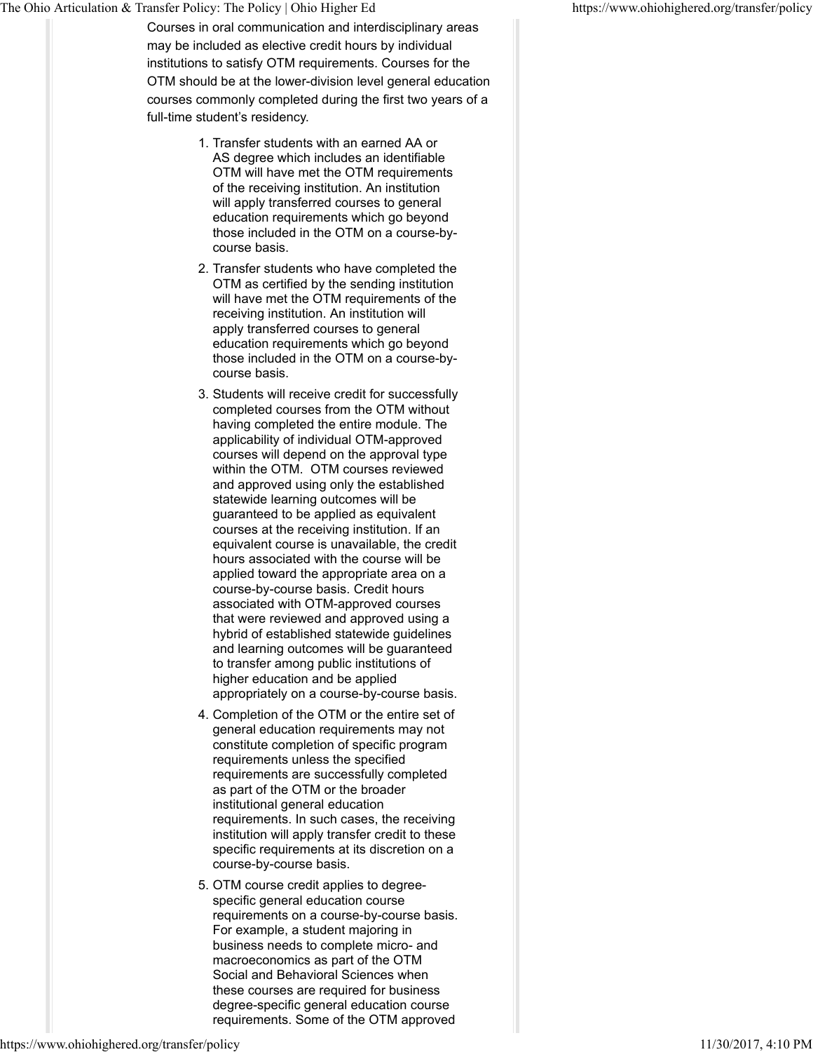Courses in oral communication and interdisciplinary areas may be included as elective credit hours by individual institutions to satisfy OTM requirements. Courses for the OTM should be at the lower-division level general education courses commonly completed during the first two years of a full-time student's residency.

1. Transfer students with an earned AA or AS degree which includes an identifiable OTM will have met the OTM requirements of the receiving institution. An institution will apply transferred courses to general education requirements which go beyond those included in the OTM on a course-by-course basis.
2. Transfer students who have completed the OTM as certified by the sending institution will have met the OTM requirements of the receiving institution. An institution will apply transferred courses to general education requirements which go beyond those included in the OTM on a course-by-course basis.
3. Students will receive credit for successfully completed courses from the OTM without having completed the entire module. The applicability of individual OTM-approved courses will depend on the approval type within the OTM. OTM courses reviewed and approved using only the established statewide learning outcomes will be guaranteed to be applied as equivalent courses at the receiving institution. If an equivalent course is unavailable, the credit hours associated with the course will be applied toward the appropriate area on a course-by-course basis. Credit hours associated with OTM-approved courses that were reviewed and approved using a hybrid of established statewide guidelines and learning outcomes will be guaranteed to transfer among public institutions of higher education and be applied appropriately on a course-by-course basis.
4. Completion of the OTM or the entire set of general education requirements may not constitute completion of specific program requirements unless the specified requirements are successfully completed as part of the OTM or the broader institutional general education requirements. In such cases, the receiving institution will apply transfer credit to these specific requirements at its discretion on a course-by-course basis.
5. OTM course credit applies to degree-specific general education course requirements on a course-by-course basis. For example, a student majoring in business needs to complete micro- and macroeconomics as part of the OTM Social and Behavioral Sciences when these courses are required for business degree-specific general education course requirements. Some of the OTM approved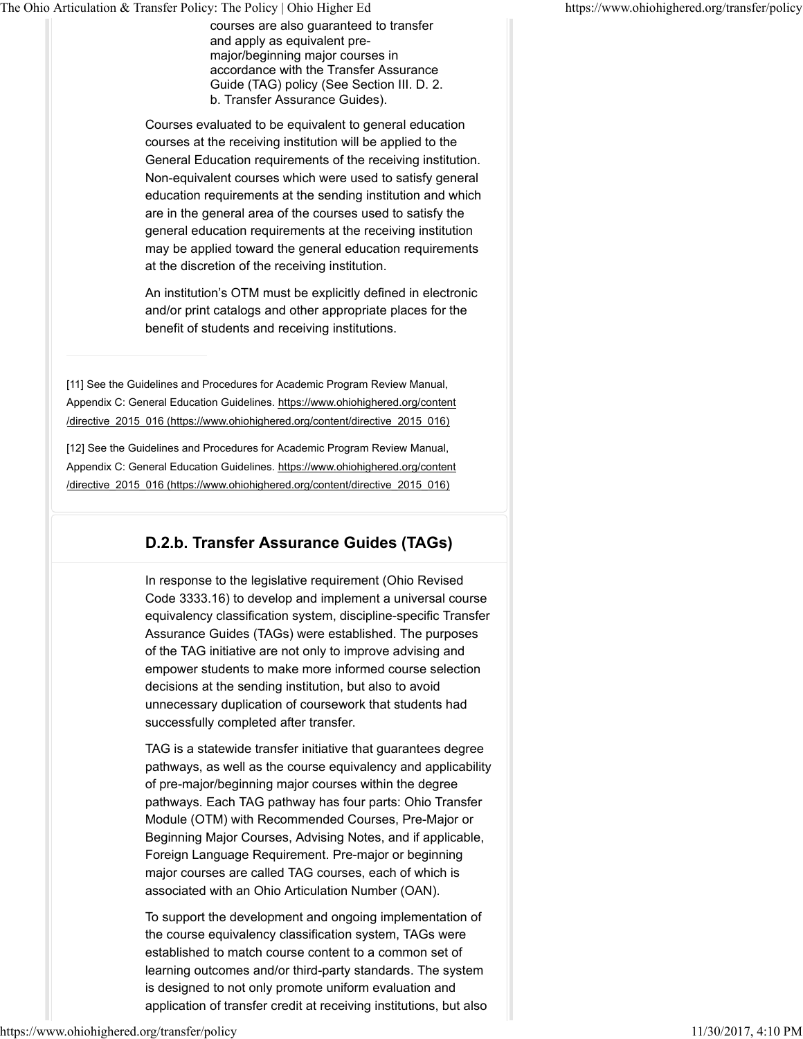courses are also guaranteed to transfer and apply as equivalent pre-major/beginning major courses in accordance with the Transfer Assurance Guide (TAG) policy (See Section III. D. 2. b. Transfer Assurance Guides).

Courses evaluated to be equivalent to general education courses at the receiving institution will be applied to the General Education requirements of the receiving institution. Non-equivalent courses which were used to satisfy general education requirements at the sending institution and which are in the general area of the courses used to satisfy the general education requirements at the receiving institution may be applied toward the general education requirements at the discretion of the receiving institution.

An institution's OTM must be explicitly defined in electronic and/or print catalogs and other appropriate places for the benefit of students and receiving institutions.

---

[11] See the Guidelines and Procedures for Academic Program Review Manual, Appendix C: General Education Guidelines. https://www.ohiohighered.org/content/directive_2015_016 (https://www.ohiohighered.org/content/directive_2015_016)

[12] See the Guidelines and Procedures for Academic Program Review Manual, Appendix C: General Education Guidelines. https://www.ohiohighered.org/content/directive_2015_016 (https://www.ohiohighered.org/content/directive_2015_016)

## D.2.b. Transfer Assurance Guides (TAGs)

In response to the legislative requirement (Ohio Revised Code 3333.16) to develop and implement a universal course equivalency classification system, discipline-specific Transfer Assurance Guides (TAGs) were established. The purposes of the TAG initiative are not only to improve advising and empower students to make more informed course selection decisions at the sending institution, but also to avoid unnecessary duplication of coursework that students had successfully completed after transfer.

TAG is a statewide transfer initiative that guarantees degree pathways, as well as the course equivalency and applicability of pre-major/beginning major courses within the degree pathways. Each TAG pathway has four parts: Ohio Transfer Module (OTM) with Recommended Courses, Pre-Major or Beginning Major Courses, Advising Notes, and if applicable, Foreign Language Requirement. Pre-major or beginning major courses are called TAG courses, each of which is associated with an Ohio Articulation Number (OAN).

To support the development and ongoing implementation of the course equivalency classification system, TAGs were established to match course content to a common set of learning outcomes and/or third-party standards. The system is designed to not only promote uniform evaluation and application of transfer credit at receiving institutions, but also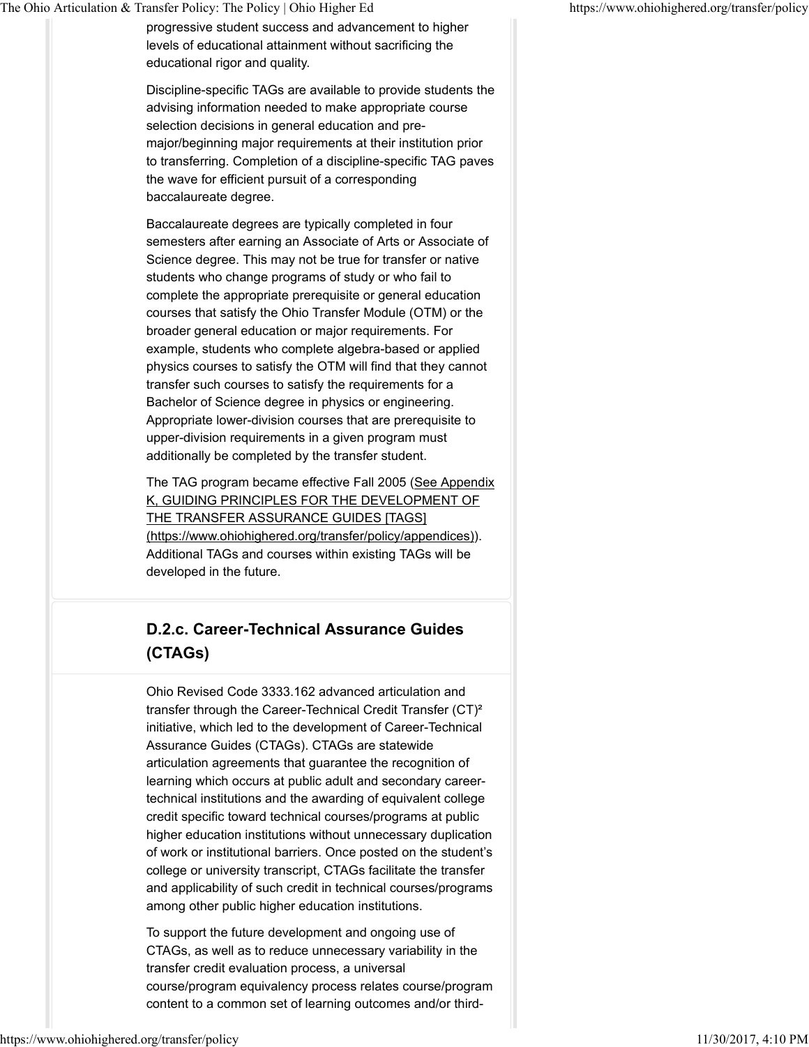progressive student success and advancement to higher levels of educational attainment without sacrificing the educational rigor and quality.

Discipline-specific TAGs are available to provide students the advising information needed to make appropriate course selection decisions in general education and pre-major/beginning major requirements at their institution prior to transferring. Completion of a discipline-specific TAG paves the wave for efficient pursuit of a corresponding baccalaureate degree.

Baccalaureate degrees are typically completed in four semesters after earning an Associate of Arts or Associate of Science degree. This may not be true for transfer or native students who change programs of study or who fail to complete the appropriate prerequisite or general education courses that satisfy the Ohio Transfer Module (OTM) or the broader general education or major requirements. For example, students who complete algebra-based or applied physics courses to satisfy the OTM will find that they cannot transfer such courses to satisfy the requirements for a Bachelor of Science degree in physics or engineering. Appropriate lower-division courses that are prerequisite to upper-division requirements in a given program must additionally be completed by the transfer student.

The TAG program became effective Fall 2005 (See Appendix K, GUIDING PRINCIPLES FOR THE DEVELOPMENT OF THE TRANSFER ASSURANCE GUIDES [TAGS] (https://www.ohiohighered.org/transfer/policy/appendices)). Additional TAGs and courses within existing TAGs will be developed in the future.

## D.2.c. Career-Technical Assurance Guides (CTAGs)

Ohio Revised Code 3333.162 advanced articulation and transfer through the Career-Technical Credit Transfer (CT)² initiative, which led to the development of Career-Technical Assurance Guides (CTAGs). CTAGs are statewide articulation agreements that guarantee the recognition of learning which occurs at public adult and secondary career-technical institutions and the awarding of equivalent college credit specific toward technical courses/programs at public higher education institutions without unnecessary duplication of work or institutional barriers. Once posted on the student's college or university transcript, CTAGs facilitate the transfer and applicability of such credit in technical courses/programs among other public higher education institutions.

To support the future development and ongoing use of CTAGs, as well as to reduce unnecessary variability in the transfer credit evaluation process, a universal course/program equivalency process relates course/program content to a common set of learning outcomes and/or third-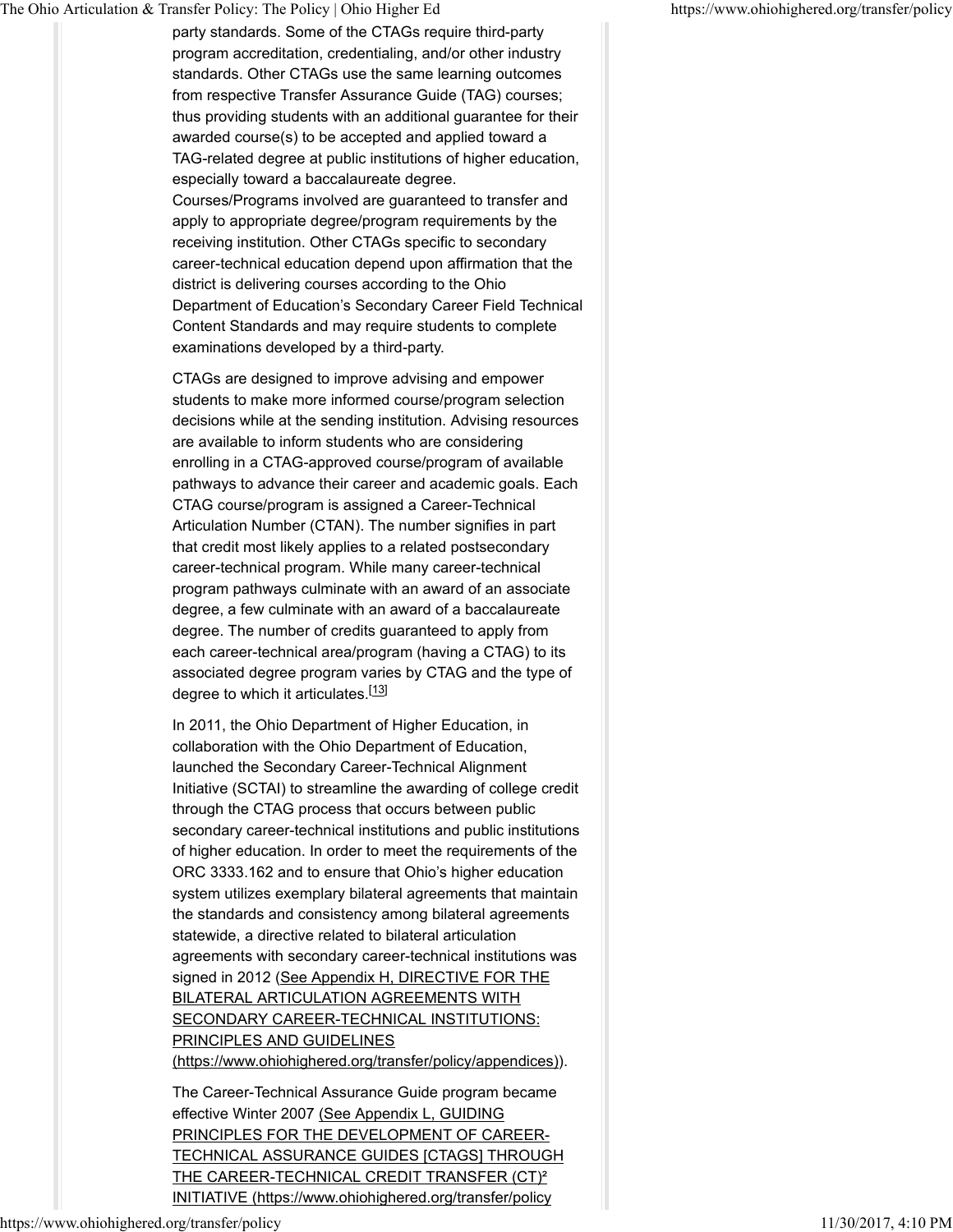party standards. Some of the CTAGs require third-party program accreditation, credentialing, and/or other industry standards. Other CTAGs use the same learning outcomes from respective Transfer Assurance Guide (TAG) courses; thus providing students with an additional guarantee for their awarded course(s) to be accepted and applied toward a TAG-related degree at public institutions of higher education, especially toward a baccalaureate degree. Courses/Programs involved are guaranteed to transfer and apply to appropriate degree/program requirements by the receiving institution. Other CTAGs specific to secondary career-technical education depend upon affirmation that the district is delivering courses according to the Ohio Department of Education's Secondary Career Field Technical Content Standards and may require students to complete examinations developed by a third-party.

CTAGs are designed to improve advising and empower students to make more informed course/program selection decisions while at the sending institution. Advising resources are available to inform students who are considering enrolling in a CTAG-approved course/program of available pathways to advance their career and academic goals. Each CTAG course/program is assigned a Career-Technical Articulation Number (CTAN). The number signifies in part that credit most likely applies to a related postsecondary career-technical program. While many career-technical program pathways culminate with an award of an associate degree, a few culminate with an award of a baccalaureate degree. The number of credits guaranteed to apply from each career-technical area/program (having a CTAG) to its associated degree program varies by CTAG and the type of degree to which it articulates.[13]

In 2011, the Ohio Department of Higher Education, in collaboration with the Ohio Department of Education, launched the Secondary Career-Technical Alignment Initiative (SCTAI) to streamline the awarding of college credit through the CTAG process that occurs between public secondary career-technical institutions and public institutions of higher education. In order to meet the requirements of the ORC 3333.162 and to ensure that Ohio's higher education system utilizes exemplary bilateral agreements that maintain the standards and consistency among bilateral agreements statewide, a directive related to bilateral articulation agreements with secondary career-technical institutions was signed in 2012 (See Appendix H, DIRECTIVE FOR THE BILATERAL ARTICULATION AGREEMENTS WITH SECONDARY CAREER-TECHNICAL INSTITUTIONS: PRINCIPLES AND GUIDELINES (https://www.ohiohighered.org/transfer/policy/appendices)).

The Career-Technical Assurance Guide program became effective Winter 2007 (See Appendix L, GUIDING PRINCIPLES FOR THE DEVELOPMENT OF CAREER-TECHNICAL ASSURANCE GUIDES [CTAGS] THROUGH THE CAREER-TECHNICAL CREDIT TRANSFER (CT)² INITIATIVE (https://www.ohiohighered.org/transfer/policy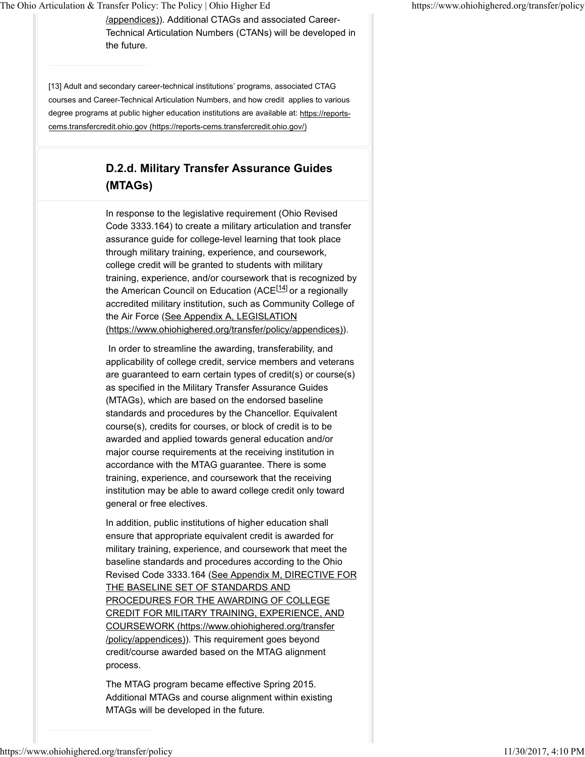/appendices)). Additional CTAGs and associated Career-Technical Articulation Numbers (CTANs) will be developed in the future.

[13] Adult and secondary career-technical institutions' programs, associated CTAG courses and Career-Technical Articulation Numbers, and how credit applies to various degree programs at public higher education institutions are available at: https://reports-cems.transfercredit.ohio.gov (https://reports-cems.transfercredit.ohio.gov/)

## D.2.d. Military Transfer Assurance Guides (MTAGs)

In response to the legislative requirement (Ohio Revised Code 3333.164) to create a military articulation and transfer assurance guide for college-level learning that took place through military training, experience, and coursework, college credit will be granted to students with military training, experience, and/or coursework that is recognized by the American Council on Education (ACE[14] or a regionally accredited military institution, such as Community College of the Air Force (See Appendix A, LEGISLATION (https://www.ohiohighered.org/transfer/policy/appendices)).

In order to streamline the awarding, transferability, and applicability of college credit, service members and veterans are guaranteed to earn certain types of credit(s) or course(s) as specified in the Military Transfer Assurance Guides (MTAGs), which are based on the endorsed baseline standards and procedures by the Chancellor. Equivalent course(s), credits for courses, or block of credit is to be awarded and applied towards general education and/or major course requirements at the receiving institution in accordance with the MTAG guarantee. There is some training, experience, and coursework that the receiving institution may be able to award college credit only toward general or free electives.

In addition, public institutions of higher education shall ensure that appropriate equivalent credit is awarded for military training, experience, and coursework that meet the baseline standards and procedures according to the Ohio Revised Code 3333.164 (See Appendix M, DIRECTIVE FOR THE BASELINE SET OF STANDARDS AND PROCEDURES FOR THE AWARDING OF COLLEGE CREDIT FOR MILITARY TRAINING, EXPERIENCE, AND COURSEWORK (https://www.ohiohighered.org/transfer/policy/appendices)). This requirement goes beyond credit/course awarded based on the MTAG alignment process.

The MTAG program became effective Spring 2015. Additional MTAGs and course alignment within existing MTAGs will be developed in the future.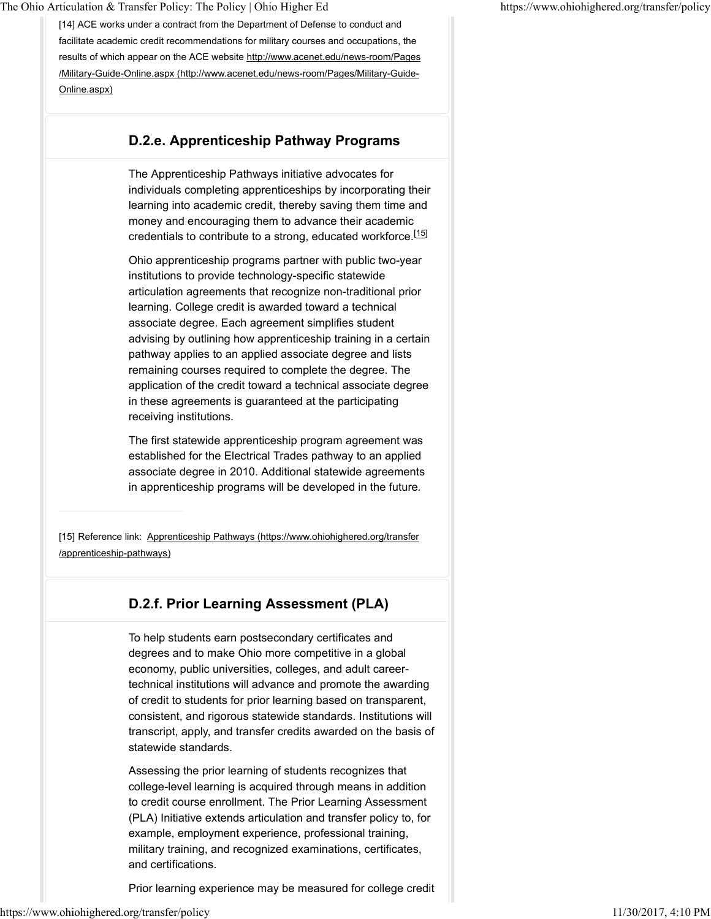[14] ACE works under a contract from the Department of Defense to conduct and facilitate academic credit recommendations for military courses and occupations, the results of which appear on the ACE website http://www.acenet.edu/news-room/Pages/Military-Guide-Online.aspx (http://www.acenet.edu/news-room/Pages/Military-Guide-Online.aspx)

### D.2.e. Apprenticeship Pathway Programs

The Apprenticeship Pathways initiative advocates for individuals completing apprenticeships by incorporating their learning into academic credit, thereby saving them time and money and encouraging them to advance their academic credentials to contribute to a strong, educated workforce.[15]

Ohio apprenticeship programs partner with public two-year institutions to provide technology-specific statewide articulation agreements that recognize non-traditional prior learning. College credit is awarded toward a technical associate degree. Each agreement simplifies student advising by outlining how apprenticeship training in a certain pathway applies to an applied associate degree and lists remaining courses required to complete the degree. The application of the credit toward a technical associate degree in these agreements is guaranteed at the participating receiving institutions.

The first statewide apprenticeship program agreement was established for the Electrical Trades pathway to an applied associate degree in 2010. Additional statewide agreements in apprenticeship programs will be developed in the future.

[15] Reference link: Apprenticeship Pathways (https://www.ohiohighered.org/transfer/apprenticeship-pathways)

### D.2.f. Prior Learning Assessment (PLA)

To help students earn postsecondary certificates and degrees and to make Ohio more competitive in a global economy, public universities, colleges, and adult career-technical institutions will advance and promote the awarding of credit to students for prior learning based on transparent, consistent, and rigorous statewide standards. Institutions will transcript, apply, and transfer credits awarded on the basis of statewide standards.

Assessing the prior learning of students recognizes that college-level learning is acquired through means in addition to credit course enrollment. The Prior Learning Assessment (PLA) Initiative extends articulation and transfer policy to, for example, employment experience, professional training, military training, and recognized examinations, certificates, and certifications.

Prior learning experience may be measured for college credit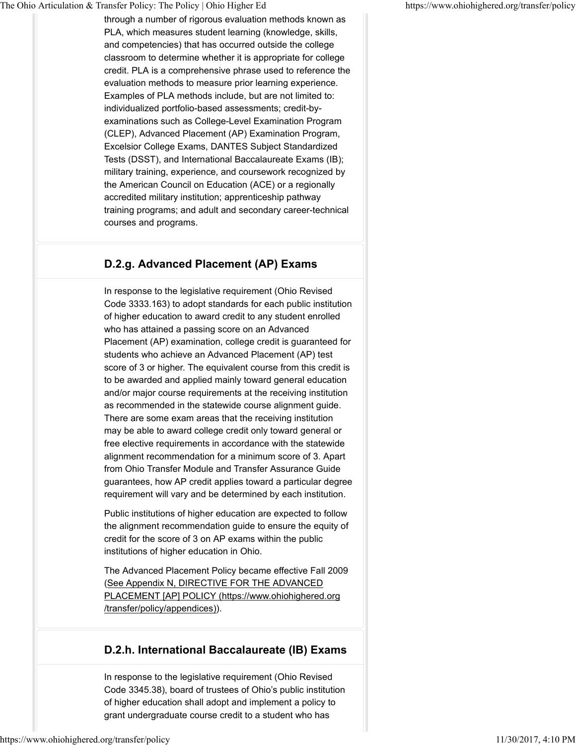through a number of rigorous evaluation methods known as PLA, which measures student learning (knowledge, skills, and competencies) that has occurred outside the college classroom to determine whether it is appropriate for college credit. PLA is a comprehensive phrase used to reference the evaluation methods to measure prior learning experience. Examples of PLA methods include, but are not limited to: individualized portfolio-based assessments; credit-by-examinations such as College-Level Examination Program (CLEP), Advanced Placement (AP) Examination Program, Excelsior College Exams, DANTES Subject Standardized Tests (DSST), and International Baccalaureate Exams (IB); military training, experience, and coursework recognized by the American Council on Education (ACE) or a regionally accredited military institution; apprenticeship pathway training programs; and adult and secondary career-technical courses and programs.

### D.2.g. Advanced Placement (AP) Exams

In response to the legislative requirement (Ohio Revised Code 3333.163) to adopt standards for each public institution of higher education to award credit to any student enrolled who has attained a passing score on an Advanced Placement (AP) examination, college credit is guaranteed for students who achieve an Advanced Placement (AP) test score of 3 or higher. The equivalent course from this credit is to be awarded and applied mainly toward general education and/or major course requirements at the receiving institution as recommended in the statewide course alignment guide. There are some exam areas that the receiving institution may be able to award college credit only toward general or free elective requirements in accordance with the statewide alignment recommendation for a minimum score of 3. Apart from Ohio Transfer Module and Transfer Assurance Guide guarantees, how AP credit applies toward a particular degree requirement will vary and be determined by each institution.

Public institutions of higher education are expected to follow the alignment recommendation guide to ensure the equity of credit for the score of 3 on AP exams within the public institutions of higher education in Ohio.

The Advanced Placement Policy became effective Fall 2009 (See Appendix N, DIRECTIVE FOR THE ADVANCED PLACEMENT [AP] POLICY (https://www.ohiohighered.org/transfer/policy/appendices)).

### D.2.h. International Baccalaureate (IB) Exams

In response to the legislative requirement (Ohio Revised Code 3345.38), board of trustees of Ohio's public institution of higher education shall adopt and implement a policy to grant undergraduate course credit to a student who has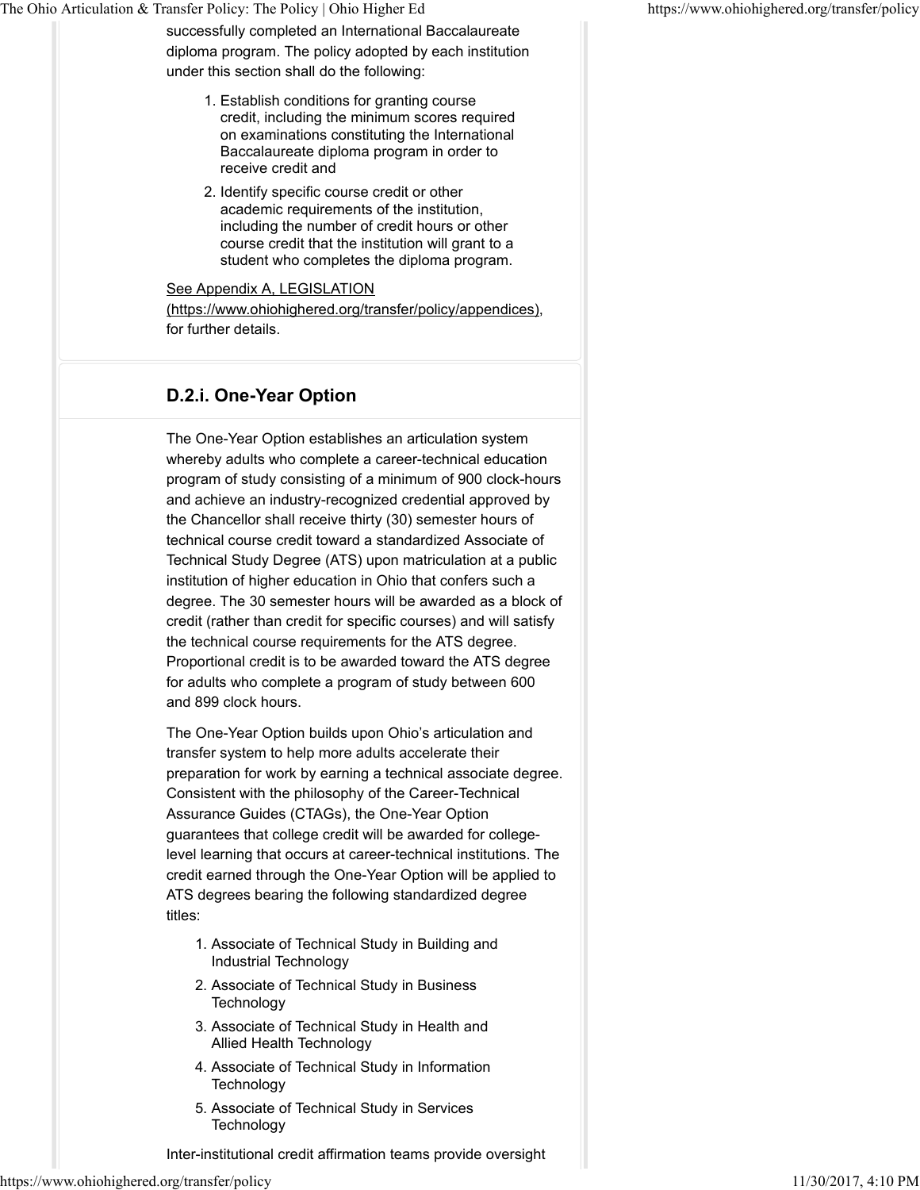successfully completed an International Baccalaureate diploma program. The policy adopted by each institution under this section shall do the following:

1. Establish conditions for granting course credit, including the minimum scores required on examinations constituting the International Baccalaureate diploma program in order to receive credit and
2. Identify specific course credit or other academic requirements of the institution, including the number of credit hours or other course credit that the institution will grant to a student who completes the diploma program.

See Appendix A, LEGISLATION (https://www.ohiohighered.org/transfer/policy/appendices), for further details.

### D.2.i. One-Year Option

The One-Year Option establishes an articulation system whereby adults who complete a career-technical education program of study consisting of a minimum of 900 clock-hours and achieve an industry-recognized credential approved by the Chancellor shall receive thirty (30) semester hours of technical course credit toward a standardized Associate of Technical Study Degree (ATS) upon matriculation at a public institution of higher education in Ohio that confers such a degree. The 30 semester hours will be awarded as a block of credit (rather than credit for specific courses) and will satisfy the technical course requirements for the ATS degree. Proportional credit is to be awarded toward the ATS degree for adults who complete a program of study between 600 and 899 clock hours.

The One-Year Option builds upon Ohio's articulation and transfer system to help more adults accelerate their preparation for work by earning a technical associate degree. Consistent with the philosophy of the Career-Technical Assurance Guides (CTAGs), the One-Year Option guarantees that college credit will be awarded for college-level learning that occurs at career-technical institutions. The credit earned through the One-Year Option will be applied to ATS degrees bearing the following standardized degree titles:

1. Associate of Technical Study in Building and Industrial Technology
2. Associate of Technical Study in Business Technology
3. Associate of Technical Study in Health and Allied Health Technology
4. Associate of Technical Study in Information Technology
5. Associate of Technical Study in Services Technology

Inter-institutional credit affirmation teams provide oversight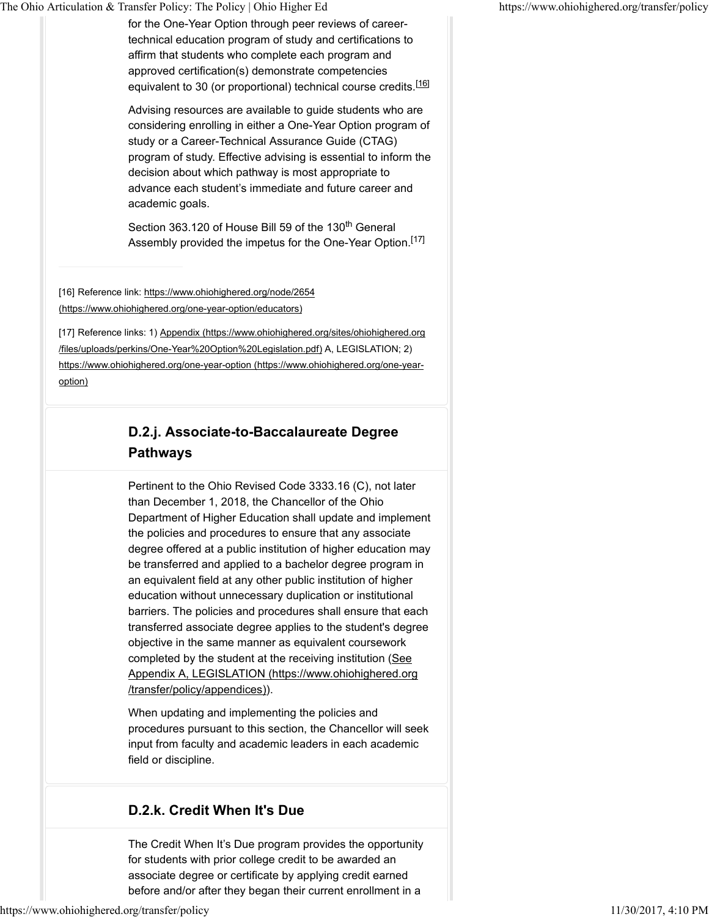for the One-Year Option through peer reviews of career-technical education program of study and certifications to affirm that students who complete each program and approved certification(s) demonstrate competencies equivalent to 30 (or proportional) technical course credits.[16]

Advising resources are available to guide students who are considering enrolling in either a One-Year Option program of study or a Career-Technical Assurance Guide (CTAG) program of study. Effective advising is essential to inform the decision about which pathway is most appropriate to advance each student's immediate and future career and academic goals.

Section 363.120 of House Bill 59 of the 130th General Assembly provided the impetus for the One-Year Option.[17]

---

[16] Reference link: https://www.ohiohighered.org/node/2654 (https://www.ohiohighered.org/one-year-option/educators)

[17] Reference links: 1) Appendix (https://www.ohiohighered.org/sites/ohiohighered.org/files/uploads/perkins/One-Year%20Option%20Legislation.pdf) A, LEGISLATION; 2) https://www.ohiohighered.org/one-year-option (https://www.ohiohighered.org/one-year-option)

## D.2.j. Associate-to-Baccalaureate Degree Pathways

Pertinent to the Ohio Revised Code 3333.16 (C), not later than December 1, 2018, the Chancellor of the Ohio Department of Higher Education shall update and implement the policies and procedures to ensure that any associate degree offered at a public institution of higher education may be transferred and applied to a bachelor degree program in an equivalent field at any other public institution of higher education without unnecessary duplication or institutional barriers. The policies and procedures shall ensure that each transferred associate degree applies to the student's degree objective in the same manner as equivalent coursework completed by the student at the receiving institution (See Appendix A, LEGISLATION (https://www.ohiohighered.org/transfer/policy/appendices)).

When updating and implementing the policies and procedures pursuant to this section, the Chancellor will seek input from faculty and academic leaders in each academic field or discipline.

## D.2.k. Credit When It's Due

The Credit When It's Due program provides the opportunity for students with prior college credit to be awarded an associate degree or certificate by applying credit earned before and/or after they began their current enrollment in a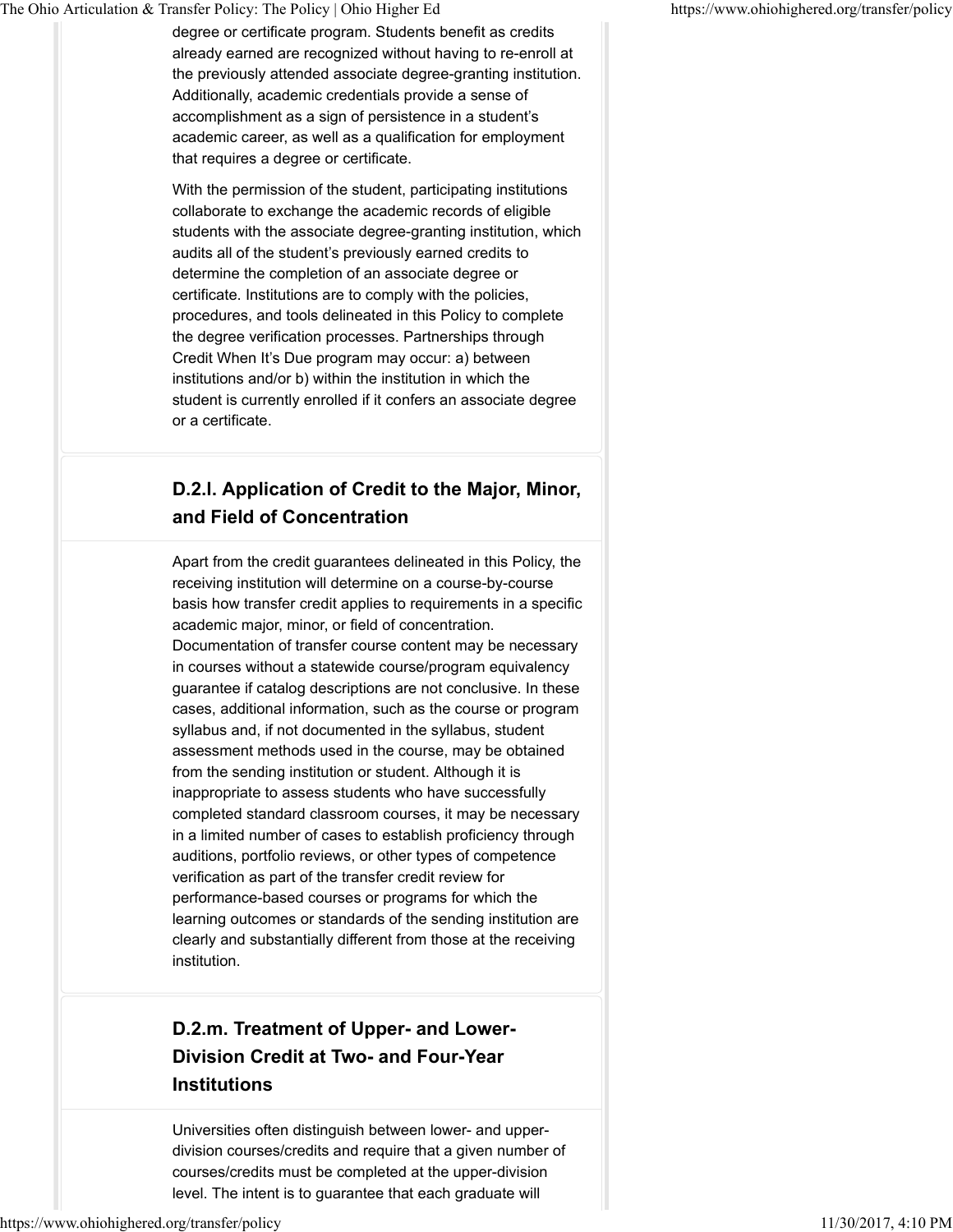degree or certificate program. Students benefit as credits already earned are recognized without having to re-enroll at the previously attended associate degree-granting institution. Additionally, academic credentials provide a sense of accomplishment as a sign of persistence in a student's academic career, as well as a qualification for employment that requires a degree or certificate.

With the permission of the student, participating institutions collaborate to exchange the academic records of eligible students with the associate degree-granting institution, which audits all of the student's previously earned credits to determine the completion of an associate degree or certificate. Institutions are to comply with the policies, procedures, and tools delineated in this Policy to complete the degree verification processes. Partnerships through Credit When It's Due program may occur: a) between institutions and/or b) within the institution in which the student is currently enrolled if it confers an associate degree or a certificate.

### D.2.l. Application of Credit to the Major, Minor, and Field of Concentration

Apart from the credit guarantees delineated in this Policy, the receiving institution will determine on a course-by-course basis how transfer credit applies to requirements in a specific academic major, minor, or field of concentration. Documentation of transfer course content may be necessary in courses without a statewide course/program equivalency guarantee if catalog descriptions are not conclusive. In these cases, additional information, such as the course or program syllabus and, if not documented in the syllabus, student assessment methods used in the course, may be obtained from the sending institution or student. Although it is inappropriate to assess students who have successfully completed standard classroom courses, it may be necessary in a limited number of cases to establish proficiency through auditions, portfolio reviews, or other types of competence verification as part of the transfer credit review for performance-based courses or programs for which the learning outcomes or standards of the sending institution are clearly and substantially different from those at the receiving institution.

### D.2.m. Treatment of Upper- and Lower-Division Credit at Two- and Four-Year Institutions

Universities often distinguish between lower- and upper-division courses/credits and require that a given number of courses/credits must be completed at the upper-division level. The intent is to guarantee that each graduate will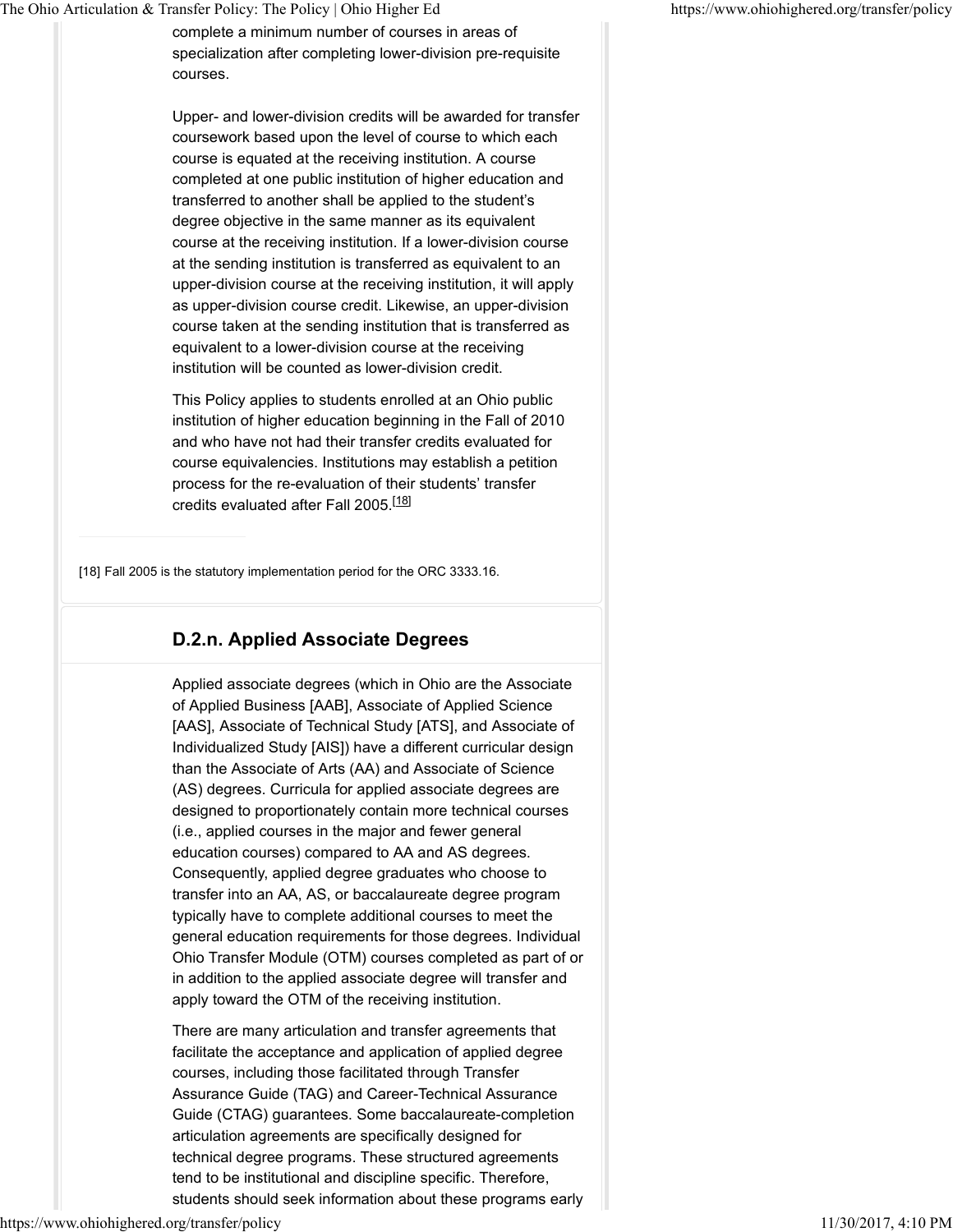complete a minimum number of courses in areas of specialization after completing lower-division pre-requisite courses.

Upper- and lower-division credits will be awarded for transfer coursework based upon the level of course to which each course is equated at the receiving institution. A course completed at one public institution of higher education and transferred to another shall be applied to the student's degree objective in the same manner as its equivalent course at the receiving institution. If a lower-division course at the sending institution is transferred as equivalent to an upper-division course at the receiving institution, it will apply as upper-division course credit. Likewise, an upper-division course taken at the sending institution that is transferred as equivalent to a lower-division course at the receiving institution will be counted as lower-division credit.

This Policy applies to students enrolled at an Ohio public institution of higher education beginning in the Fall of 2010 and who have not had their transfer credits evaluated for course equivalencies. Institutions may establish a petition process for the re-evaluation of their students' transfer credits evaluated after Fall 2005.[18]

---

[18] Fall 2005 is the statutory implementation period for the ORC 3333.16.

## D.2.n. Applied Associate Degrees

Applied associate degrees (which in Ohio are the Associate of Applied Business [AAB], Associate of Applied Science [AAS], Associate of Technical Study [ATS], and Associate of Individualized Study [AIS]) have a different curricular design than the Associate of Arts (AA) and Associate of Science (AS) degrees. Curricula for applied associate degrees are designed to proportionately contain more technical courses (i.e., applied courses in the major and fewer general education courses) compared to AA and AS degrees. Consequently, applied degree graduates who choose to transfer into an AA, AS, or baccalaureate degree program typically have to complete additional courses to meet the general education requirements for those degrees. Individual Ohio Transfer Module (OTM) courses completed as part of or in addition to the applied associate degree will transfer and apply toward the OTM of the receiving institution.

There are many articulation and transfer agreements that facilitate the acceptance and application of applied degree courses, including those facilitated through Transfer Assurance Guide (TAG) and Career-Technical Assurance Guide (CTAG) guarantees. Some baccalaureate-completion articulation agreements are specifically designed for technical degree programs. These structured agreements tend to be institutional and discipline specific. Therefore, students should seek information about these programs early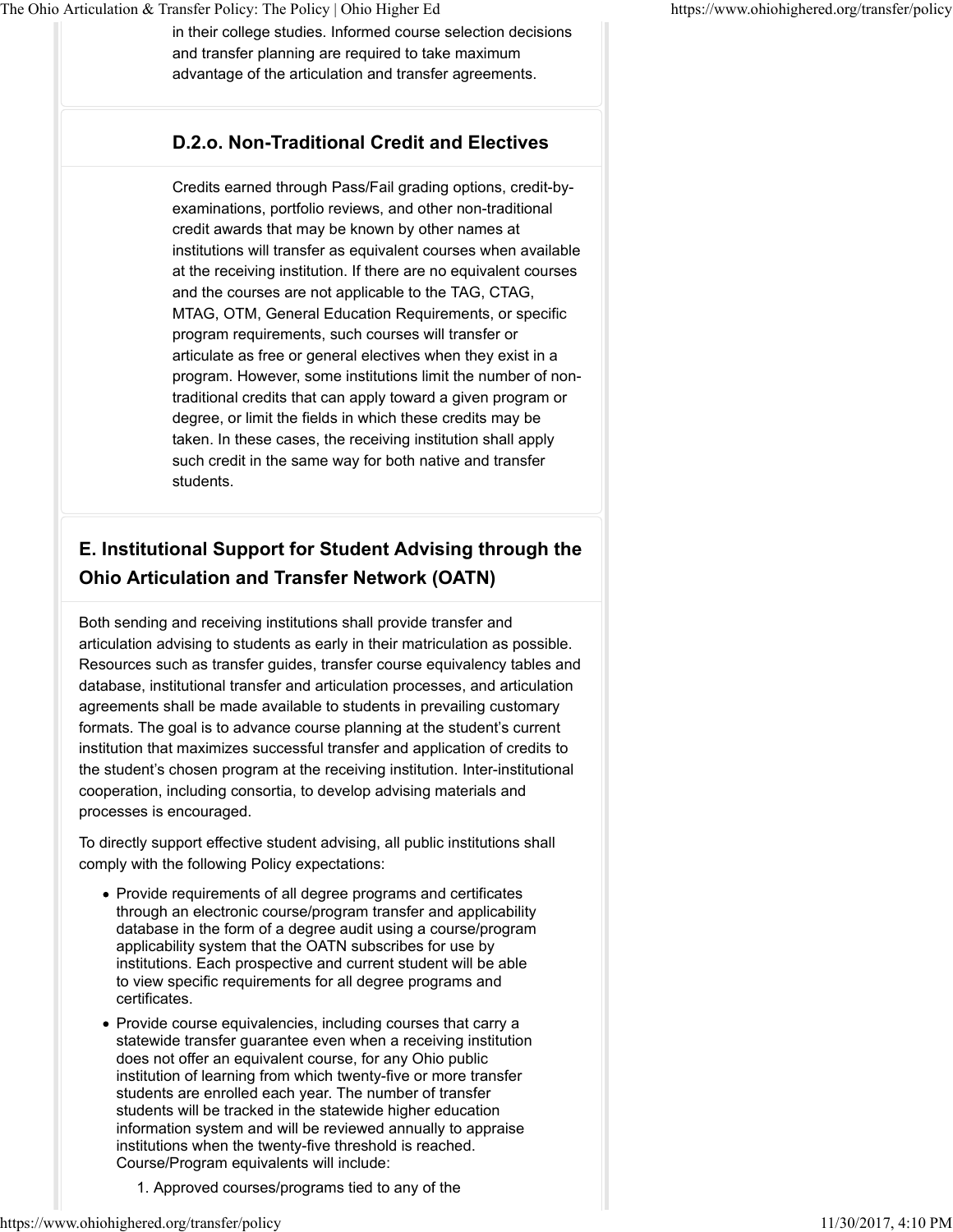in their college studies. Informed course selection decisions and transfer planning are required to take maximum advantage of the articulation and transfer agreements.

#### D.2.o. Non-Traditional Credit and Electives

Credits earned through Pass/Fail grading options, credit-by-examinations, portfolio reviews, and other non-traditional credit awards that may be known by other names at institutions will transfer as equivalent courses when available at the receiving institution. If there are no equivalent courses and the courses are not applicable to the TAG, CTAG, MTAG, OTM, General Education Requirements, or specific program requirements, such courses will transfer or articulate as free or general electives when they exist in a program. However, some institutions limit the number of non-traditional credits that can apply toward a given program or degree, or limit the fields in which these credits may be taken. In these cases, the receiving institution shall apply such credit in the same way for both native and transfer students.

### E. Institutional Support for Student Advising through the Ohio Articulation and Transfer Network (OATN)

Both sending and receiving institutions shall provide transfer and articulation advising to students as early in their matriculation as possible. Resources such as transfer guides, transfer course equivalency tables and database, institutional transfer and articulation processes, and articulation agreements shall be made available to students in prevailing customary formats. The goal is to advance course planning at the student's current institution that maximizes successful transfer and application of credits to the student's chosen program at the receiving institution. Inter-institutional cooperation, including consortia, to develop advising materials and processes is encouraged.

To directly support effective student advising, all public institutions shall comply with the following Policy expectations:

- Provide requirements of all degree programs and certificates through an electronic course/program transfer and applicability database in the form of a degree audit using a course/program applicability system that the OATN subscribes for use by institutions. Each prospective and current student will be able to view specific requirements for all degree programs and certificates.
- Provide course equivalencies, including courses that carry a statewide transfer guarantee even when a receiving institution does not offer an equivalent course, for any Ohio public institution of learning from which twenty-five or more transfer students are enrolled each year. The number of transfer students will be tracked in the statewide higher education information system and will be reviewed annually to appraise institutions when the twenty-five threshold is reached. Course/Program equivalents will include:
    1. Approved courses/programs tied to any of the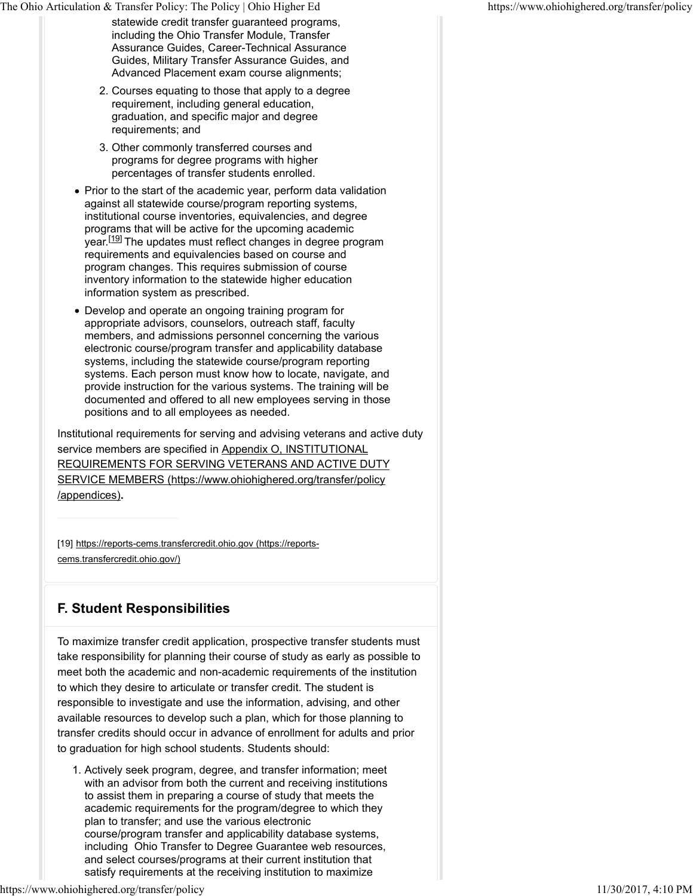statewide credit transfer guaranteed programs, including the Ohio Transfer Module, Transfer Assurance Guides, Career-Technical Assurance Guides, Military Transfer Assurance Guides, and Advanced Placement exam course alignments;

2. Courses equating to those that apply to a degree requirement, including general education, graduation, and specific major and degree requirements; and
3. Other commonly transferred courses and programs for degree programs with higher percentages of transfer students enrolled.

- Prior to the start of the academic year, perform data validation against all statewide course/program reporting systems, institutional course inventories, equivalencies, and degree programs that will be active for the upcoming academic year.[19] The updates must reflect changes in degree program requirements and equivalencies based on course and program changes. This requires submission of course inventory information to the statewide higher education information system as prescribed.
- Develop and operate an ongoing training program for appropriate advisors, counselors, outreach staff, faculty members, and admissions personnel concerning the various electronic course/program transfer and applicability database systems, including the statewide course/program reporting systems. Each person must know how to locate, navigate, and provide instruction for the various systems. The training will be documented and offered to all new employees serving in those positions and to all employees as needed.

Institutional requirements for serving and advising veterans and active duty service members are specified in Appendix O, INSTITUTIONAL REQUIREMENTS FOR SERVING VETERANS AND ACTIVE DUTY SERVICE MEMBERS (https://www.ohiohighered.org/transfer/policy/appendices).

---

[19] https://reports-cems.transfercredit.ohio.gov (https://reports-cems.transfercredit.ohio.gov/)

## F. Student Responsibilities

To maximize transfer credit application, prospective transfer students must take responsibility for planning their course of study as early as possible to meet both the academic and non-academic requirements of the institution to which they desire to articulate or transfer credit. The student is responsible to investigate and use the information, advising, and other available resources to develop such a plan, which for those planning to transfer credits should occur in advance of enrollment for adults and prior to graduation for high school students. Students should:

1. Actively seek program, degree, and transfer information; meet with an advisor from both the current and receiving institutions to assist them in preparing a course of study that meets the academic requirements for the program/degree to which they plan to transfer; and use the various electronic course/program transfer and applicability database systems, including Ohio Transfer to Degree Guarantee web resources, and select courses/programs at their current institution that satisfy requirements at the receiving institution to maximize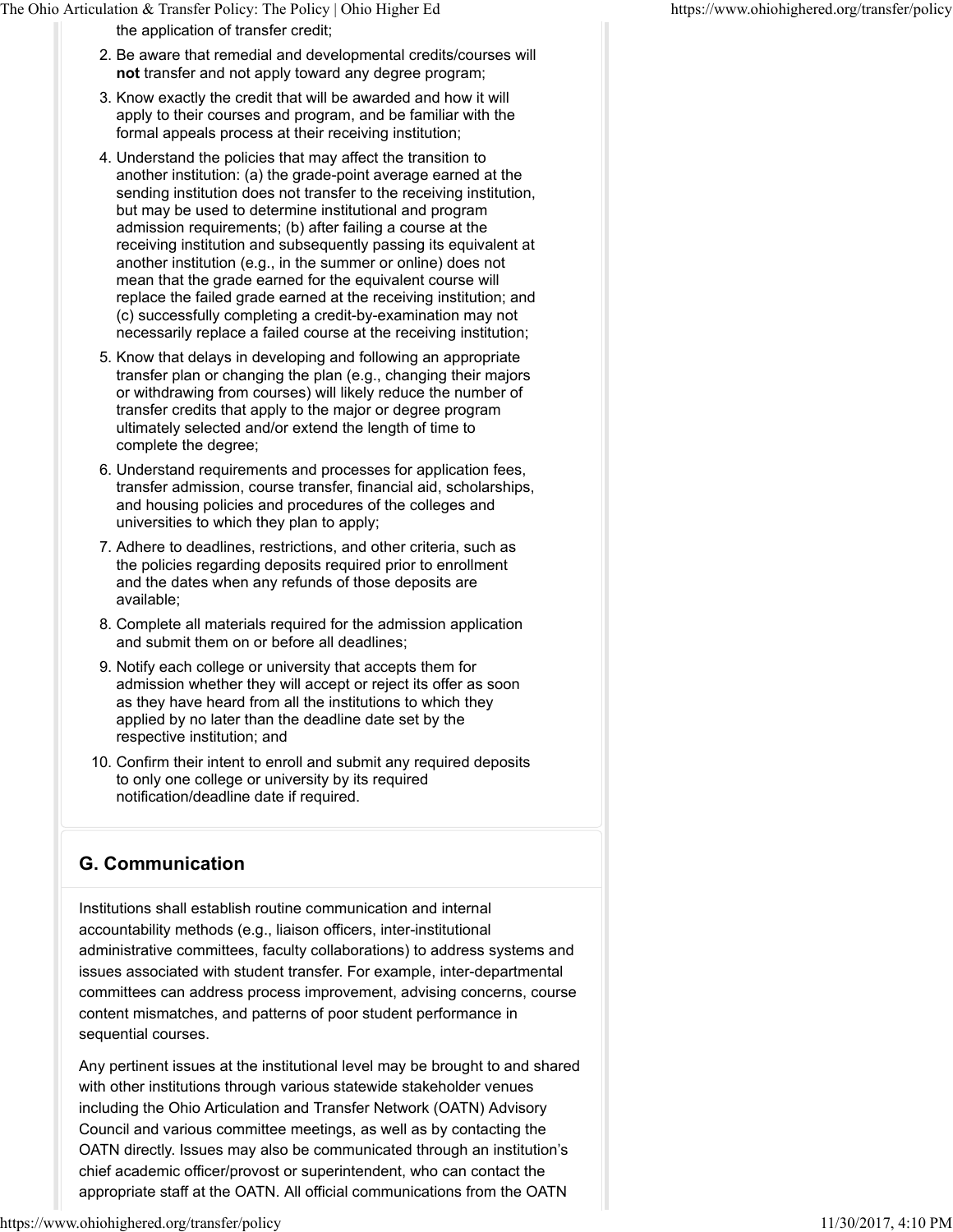the application of transfer credit;

2. Be aware that remedial and developmental credits/courses will **not** transfer and not apply toward any degree program;
3. Know exactly the credit that will be awarded and how it will apply to their courses and program, and be familiar with the formal appeals process at their receiving institution;
4. Understand the policies that may affect the transition to another institution: (a) the grade-point average earned at the sending institution does not transfer to the receiving institution, but may be used to determine institutional and program admission requirements; (b) after failing a course at the receiving institution and subsequently passing its equivalent at another institution (e.g., in the summer or online) does not mean that the grade earned for the equivalent course will replace the failed grade earned at the receiving institution; and (c) successfully completing a credit-by-examination may not necessarily replace a failed course at the receiving institution;
5. Know that delays in developing and following an appropriate transfer plan or changing the plan (e.g., changing their majors or withdrawing from courses) will likely reduce the number of transfer credits that apply to the major or degree program ultimately selected and/or extend the length of time to complete the degree;
6. Understand requirements and processes for application fees, transfer admission, course transfer, financial aid, scholarships, and housing policies and procedures of the colleges and universities to which they plan to apply;
7. Adhere to deadlines, restrictions, and other criteria, such as the policies regarding deposits required prior to enrollment and the dates when any refunds of those deposits are available;
8. Complete all materials required for the admission application and submit them on or before all deadlines;
9. Notify each college or university that accepts them for admission whether they will accept or reject its offer as soon as they have heard from all the institutions to which they applied by no later than the deadline date set by the respective institution; and
10. Confirm their intent to enroll and submit any required deposits to only one college or university by its required notification/deadline date if required.

## G. Communication

Institutions shall establish routine communication and internal accountability methods (e.g., liaison officers, inter-institutional administrative committees, faculty collaborations) to address systems and issues associated with student transfer. For example, inter-departmental committees can address process improvement, advising concerns, course content mismatches, and patterns of poor student performance in sequential courses.

Any pertinent issues at the institutional level may be brought to and shared with other institutions through various statewide stakeholder venues including the Ohio Articulation and Transfer Network (OATN) Advisory Council and various committee meetings, as well as by contacting the OATN directly. Issues may also be communicated through an institution's chief academic officer/provost or superintendent, who can contact the appropriate staff at the OATN. All official communications from the OATN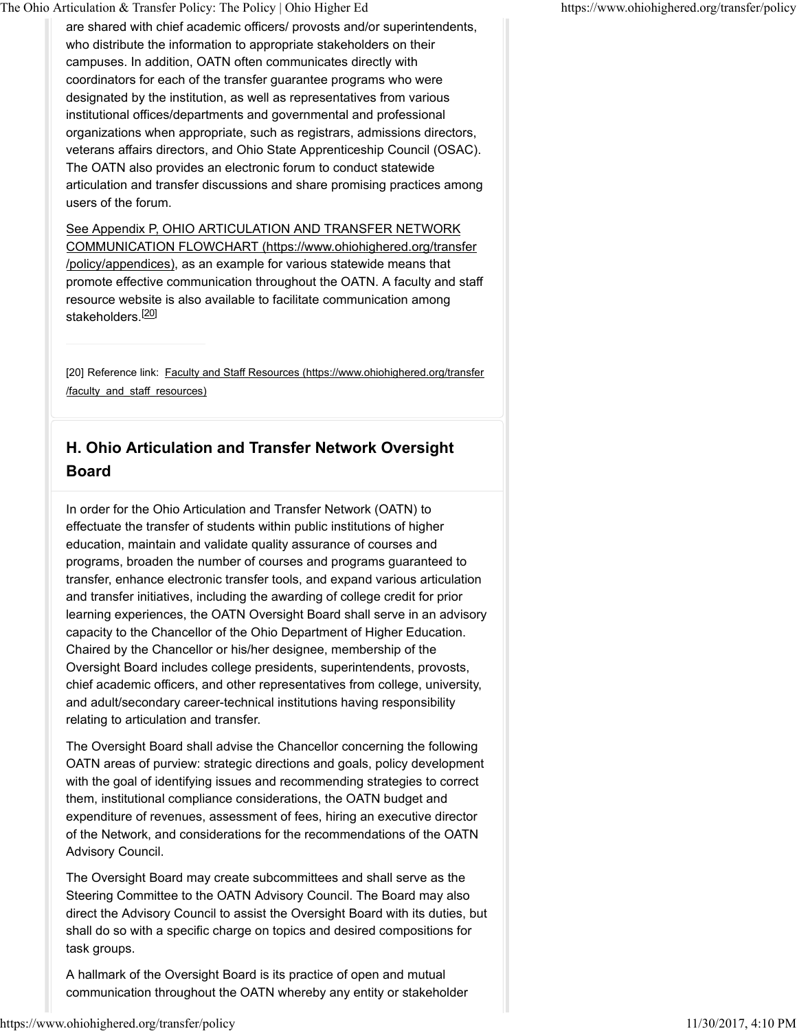are shared with chief academic officers/ provosts and/or superintendents, who distribute the information to appropriate stakeholders on their campuses. In addition, OATN often communicates directly with coordinators for each of the transfer guarantee programs who were designated by the institution, as well as representatives from various institutional offices/departments and governmental and professional organizations when appropriate, such as registrars, admissions directors, veterans affairs directors, and Ohio State Apprenticeship Council (OSAC). The OATN also provides an electronic forum to conduct statewide articulation and transfer discussions and share promising practices among users of the forum.

See Appendix P, OHIO ARTICULATION AND TRANSFER NETWORK COMMUNICATION FLOWCHART (https://www.ohiohighered.org/transfer/policy/appendices), as an example for various statewide means that promote effective communication throughout the OATN. A faculty and staff resource website is also available to facilitate communication among stakeholders.[20]

---

[20] Reference link: Faculty and Staff Resources (https://www.ohiohighered.org/transfer/faculty_and_staff_resources)

## H. Ohio Articulation and Transfer Network Oversight Board

In order for the Ohio Articulation and Transfer Network (OATN) to effectuate the transfer of students within public institutions of higher education, maintain and validate quality assurance of courses and programs, broaden the number of courses and programs guaranteed to transfer, enhance electronic transfer tools, and expand various articulation and transfer initiatives, including the awarding of college credit for prior learning experiences, the OATN Oversight Board shall serve in an advisory capacity to the Chancellor of the Ohio Department of Higher Education. Chaired by the Chancellor or his/her designee, membership of the Oversight Board includes college presidents, superintendents, provosts, chief academic officers, and other representatives from college, university, and adult/secondary career-technical institutions having responsibility relating to articulation and transfer.

The Oversight Board shall advise the Chancellor concerning the following OATN areas of purview: strategic directions and goals, policy development with the goal of identifying issues and recommending strategies to correct them, institutional compliance considerations, the OATN budget and expenditure of revenues, assessment of fees, hiring an executive director of the Network, and considerations for the recommendations of the OATN Advisory Council.

The Oversight Board may create subcommittees and shall serve as the Steering Committee to the OATN Advisory Council. The Board may also direct the Advisory Council to assist the Oversight Board with its duties, but shall do so with a specific charge on topics and desired compositions for task groups.

A hallmark of the Oversight Board is its practice of open and mutual communication throughout the OATN whereby any entity or stakeholder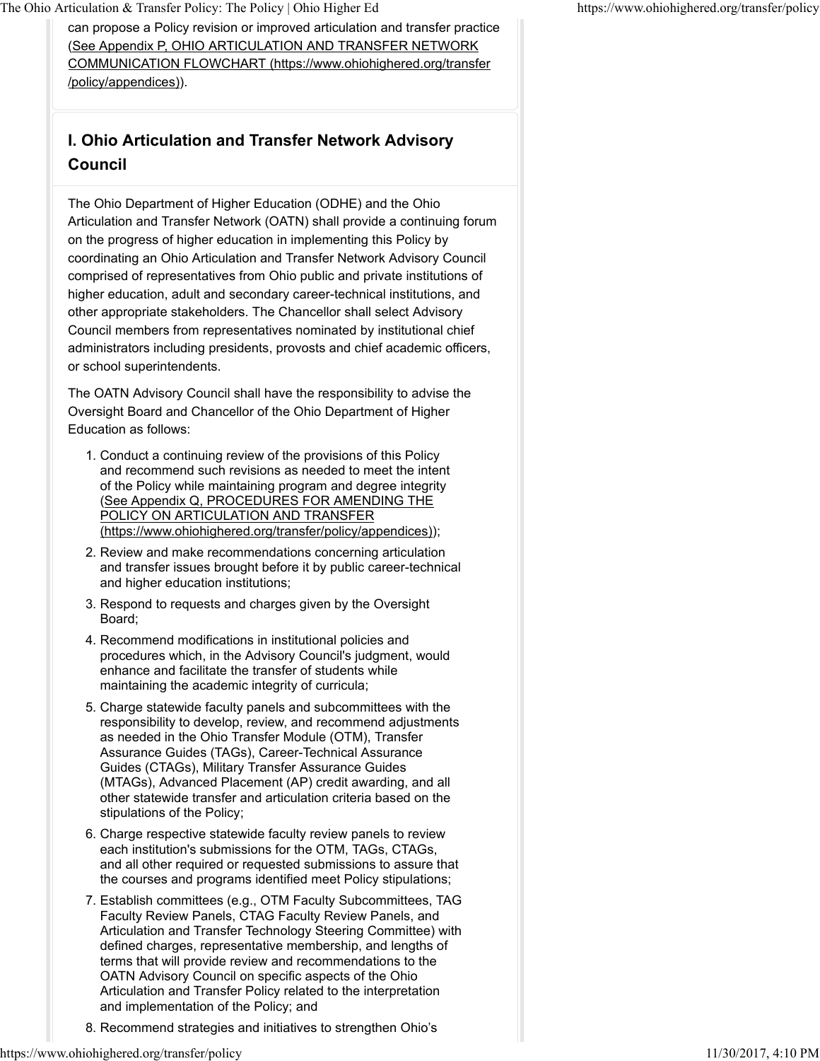can propose a Policy revision or improved articulation and transfer practice (See Appendix P, OHIO ARTICULATION AND TRANSFER NETWORK COMMUNICATION FLOWCHART (https://www.ohiohighered.org/transfer/policy/appendices)).

## I. Ohio Articulation and Transfer Network Advisory Council

The Ohio Department of Higher Education (ODHE) and the Ohio Articulation and Transfer Network (OATN) shall provide a continuing forum on the progress of higher education in implementing this Policy by coordinating an Ohio Articulation and Transfer Network Advisory Council comprised of representatives from Ohio public and private institutions of higher education, adult and secondary career-technical institutions, and other appropriate stakeholders. The Chancellor shall select Advisory Council members from representatives nominated by institutional chief administrators including presidents, provosts and chief academic officers, or school superintendents.

The OATN Advisory Council shall have the responsibility to advise the Oversight Board and Chancellor of the Ohio Department of Higher Education as follows:

1. Conduct a continuing review of the provisions of this Policy and recommend such revisions as needed to meet the intent of the Policy while maintaining program and degree integrity (See Appendix Q, PROCEDURES FOR AMENDING THE POLICY ON ARTICULATION AND TRANSFER (https://www.ohiohighered.org/transfer/policy/appendices));
2. Review and make recommendations concerning articulation and transfer issues brought before it by public career-technical and higher education institutions;
3. Respond to requests and charges given by the Oversight Board;
4. Recommend modifications in institutional policies and procedures which, in the Advisory Council's judgment, would enhance and facilitate the transfer of students while maintaining the academic integrity of curricula;
5. Charge statewide faculty panels and subcommittees with the responsibility to develop, review, and recommend adjustments as needed in the Ohio Transfer Module (OTM), Transfer Assurance Guides (TAGs), Career-Technical Assurance Guides (CTAGs), Military Transfer Assurance Guides (MTAGs), Advanced Placement (AP) credit awarding, and all other statewide transfer and articulation criteria based on the stipulations of the Policy;
6. Charge respective statewide faculty review panels to review each institution's submissions for the OTM, TAGs, CTAGs, and all other required or requested submissions to assure that the courses and programs identified meet Policy stipulations;
7. Establish committees (e.g., OTM Faculty Subcommittees, TAG Faculty Review Panels, CTAG Faculty Review Panels, and Articulation and Transfer Technology Steering Committee) with defined charges, representative membership, and lengths of terms that will provide review and recommendations to the OATN Advisory Council on specific aspects of the Ohio Articulation and Transfer Policy related to the interpretation and implementation of the Policy; and
8. Recommend strategies and initiatives to strengthen Ohio's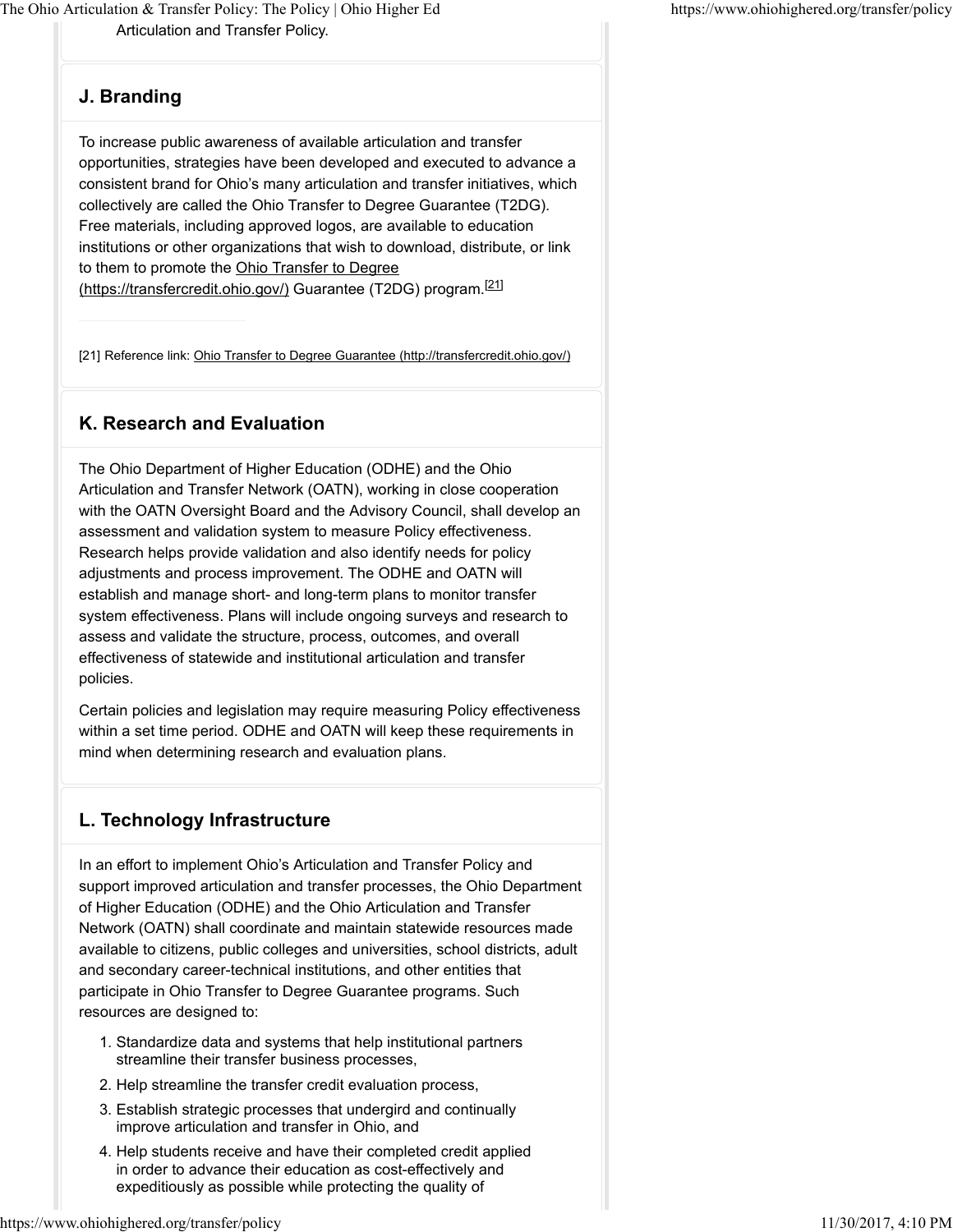Articulation and Transfer Policy.

## J. Branding

To increase public awareness of available articulation and transfer opportunities, strategies have been developed and executed to advance a consistent brand for Ohio's many articulation and transfer initiatives, which collectively are called the Ohio Transfer to Degree Guarantee (T2DG). Free materials, including approved logos, are available to education institutions or other organizations that wish to download, distribute, or link to them to promote the Ohio Transfer to Degree (https://transfercredit.ohio.gov/) Guarantee (T2DG) program.[21]

[21] Reference link: Ohio Transfer to Degree Guarantee (http://transfercredit.ohio.gov/)

## K. Research and Evaluation

The Ohio Department of Higher Education (ODHE) and the Ohio Articulation and Transfer Network (OATN), working in close cooperation with the OATN Oversight Board and the Advisory Council, shall develop an assessment and validation system to measure Policy effectiveness. Research helps provide validation and also identify needs for policy adjustments and process improvement. The ODHE and OATN will establish and manage short- and long-term plans to monitor transfer system effectiveness. Plans will include ongoing surveys and research to assess and validate the structure, process, outcomes, and overall effectiveness of statewide and institutional articulation and transfer policies.

Certain policies and legislation may require measuring Policy effectiveness within a set time period. ODHE and OATN will keep these requirements in mind when determining research and evaluation plans.

## L. Technology Infrastructure

In an effort to implement Ohio's Articulation and Transfer Policy and support improved articulation and transfer processes, the Ohio Department of Higher Education (ODHE) and the Ohio Articulation and Transfer Network (OATN) shall coordinate and maintain statewide resources made available to citizens, public colleges and universities, school districts, adult and secondary career-technical institutions, and other entities that participate in Ohio Transfer to Degree Guarantee programs. Such resources are designed to:

1. Standardize data and systems that help institutional partners streamline their transfer business processes,
2. Help streamline the transfer credit evaluation process,
3. Establish strategic processes that undergird and continually improve articulation and transfer in Ohio, and
4. Help students receive and have their completed credit applied in order to advance their education as cost-effectively and expeditiously as possible while protecting the quality of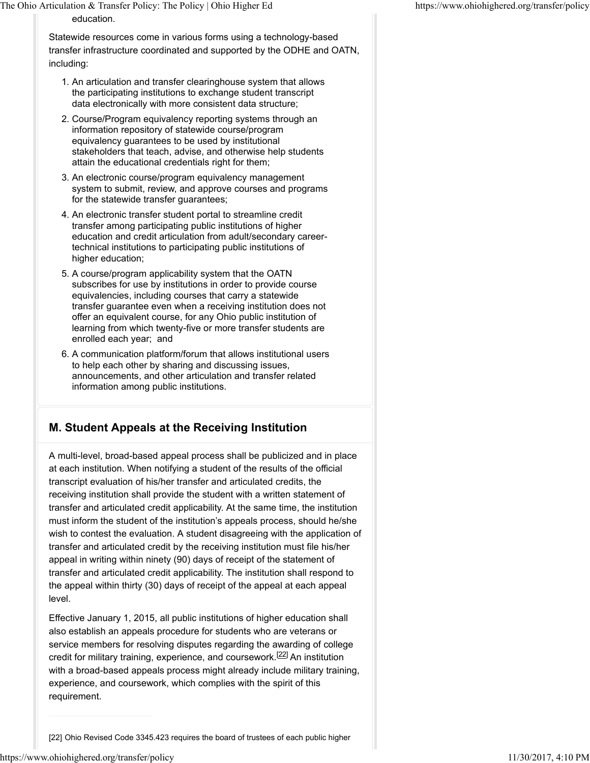education.

Statewide resources come in various forms using a technology-based transfer infrastructure coordinated and supported by the ODHE and OATN, including:

1. An articulation and transfer clearinghouse system that allows the participating institutions to exchange student transcript data electronically with more consistent data structure;
2. Course/Program equivalency reporting systems through an information repository of statewide course/program equivalency guarantees to be used by institutional stakeholders that teach, advise, and otherwise help students attain the educational credentials right for them;
3. An electronic course/program equivalency management system to submit, review, and approve courses and programs for the statewide transfer guarantees;
4. An electronic transfer student portal to streamline credit transfer among participating public institutions of higher education and credit articulation from adult/secondary career-technical institutions to participating public institutions of higher education;
5. A course/program applicability system that the OATN subscribes for use by institutions in order to provide course equivalencies, including courses that carry a statewide transfer guarantee even when a receiving institution does not offer an equivalent course, for any Ohio public institution of learning from which twenty-five or more transfer students are enrolled each year; and
6. A communication platform/forum that allows institutional users to help each other by sharing and discussing issues, announcements, and other articulation and transfer related information among public institutions.

## M. Student Appeals at the Receiving Institution

A multi-level, broad-based appeal process shall be publicized and in place at each institution. When notifying a student of the results of the official transcript evaluation of his/her transfer and articulated credits, the receiving institution shall provide the student with a written statement of transfer and articulated credit applicability. At the same time, the institution must inform the student of the institution's appeals process, should he/she wish to contest the evaluation. A student disagreeing with the application of transfer and articulated credit by the receiving institution must file his/her appeal in writing within ninety (90) days of receipt of the statement of transfer and articulated credit applicability. The institution shall respond to the appeal within thirty (30) days of receipt of the appeal at each appeal level.

Effective January 1, 2015, all public institutions of higher education shall also establish an appeals procedure for students who are veterans or service members for resolving disputes regarding the awarding of college credit for military training, experience, and coursework.[22] An institution with a broad-based appeals process might already include military training, experience, and coursework, which complies with the spirit of this requirement.

---

[22] Ohio Revised Code 3345.423 requires the board of trustees of each public higher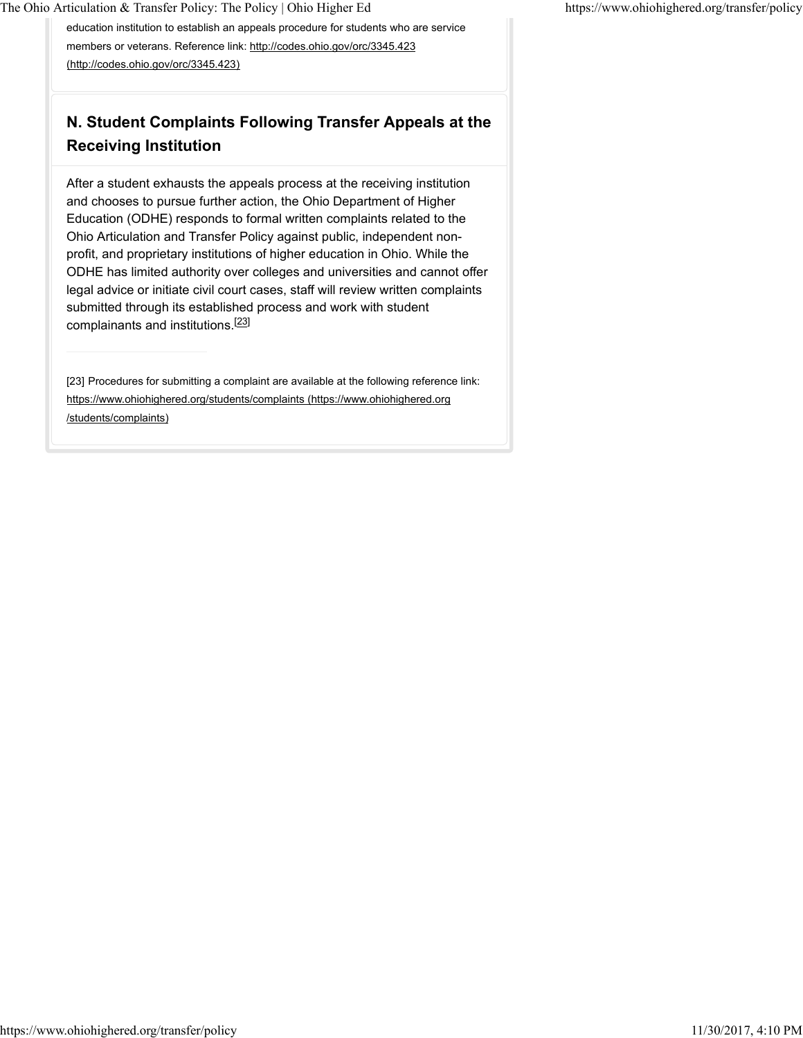education institution to establish an appeals procedure for students who are service members or veterans. Reference link: http://codes.ohio.gov/orc/3345.423 (http://codes.ohio.gov/orc/3345.423)

## N. Student Complaints Following Transfer Appeals at the Receiving Institution

After a student exhausts the appeals process at the receiving institution and chooses to pursue further action, the Ohio Department of Higher Education (ODHE) responds to formal written complaints related to the Ohio Articulation and Transfer Policy against public, independent non-profit, and proprietary institutions of higher education in Ohio. While the ODHE has limited authority over colleges and universities and cannot offer legal advice or initiate civil court cases, staff will review written complaints submitted through its established process and work with student complainants and institutions.[23]

---

[23] Procedures for submitting a complaint are available at the following reference link: https://www.ohiohighered.org/students/complaints (https://www.ohiohighered.org/students/complaints)